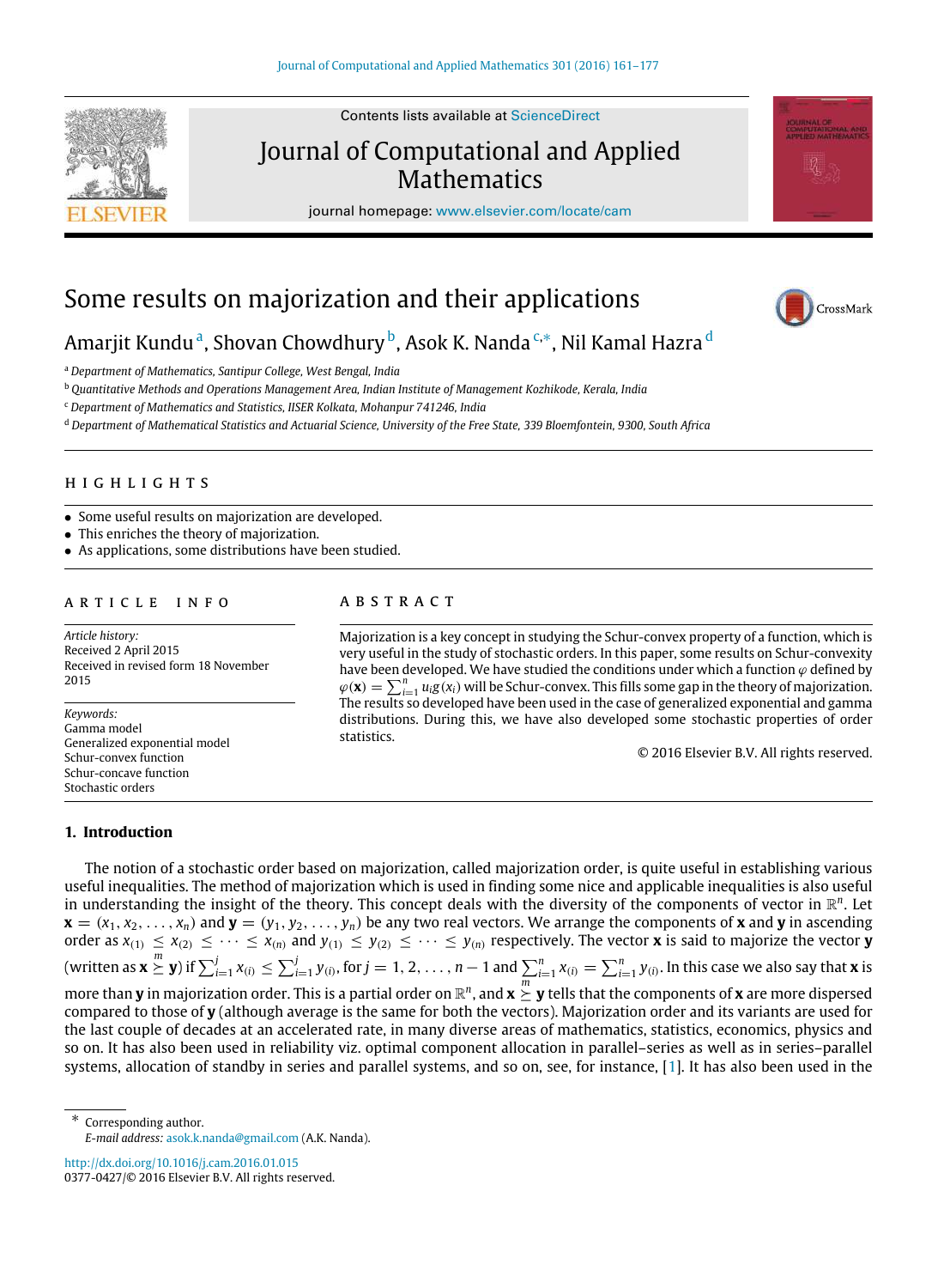# Some results on majorization and their applications

Amarjit Kundu [a], Shovan Chowdhury [b], Asok K. Nanda [c,*], Nil Kamal Hazra [d]

[a] *Department of Mathematics, Santipur College, West Bengal, India*

[b] *Quantitative Methods and Operations Management Area, Indian Institute of Management Kozhikode, Kerala, India*

[c] *Department of Mathematics and Statistics, IISER Kolkata, Mohanpur 741246, India*

[d] *Department of Mathematical Statistics and Actuarial Science, University of the Free State, 339 Bloemfontein, 9300, South Africa*

## HIGHLIGHTS

- Some useful results on majorization are developed.
- This enriches the theory of majorization.
- As applications, some distributions have been studied.

## ARTICLE INFO

*Article history:*
Received 2 April 2015
Received in revised form 18 November 2015

*Keywords:*
Gamma model
Generalized exponential model
Schur-convex function
Schur-concave function
Stochastic orders

## ABSTRACT

Majorization is a key concept in studying the Schur-convex property of a function, which is very useful in the study of stochastic orders. In this paper, some results on Schur-convexity have been developed. We have studied the conditions under which a function $\varphi$ defined by $\varphi(\mathbf{x}) = \sum_{i=1}^{n} u_i g(x_i)$ will be Schur-convex. This fills some gap in the theory of majorization. The results so developed have been used in the case of generalized exponential and gamma distributions. During this, we have also developed some stochastic properties of order statistics.

© 2016 Elsevier B.V. All rights reserved.

## 1. Introduction

The notion of a stochastic order based on majorization, called majorization order, is quite useful in establishing various useful inequalities. The method of majorization which is used in finding some nice and applicable inequalities is also useful in understanding the insight of the theory. This concept deals with the diversity of the components of vector in $\mathbb{R}^n$. Let $\mathbf{x} = (x_1, x_2, \ldots, x_n)$ and $\mathbf{y} = (y_1, y_2, \ldots, y_n)$ be any two real vectors. We arrange the components of $\mathbf{x}$ and $\mathbf{y}$ in ascending order as $x_{(1)} \leq x_{(2)} \leq \cdots \leq x_{(n)}$ and $y_{(1)} \leq y_{(2)} \leq \cdots \leq y_{(n)}$ respectively. The vector $\mathbf{x}$ is said to majorize the vector $\mathbf{y}$ (written as $\mathbf{x} \overset{m}{\succeq} \mathbf{y}$) if $\sum_{i=1}^{j} x_{(i)} \leq \sum_{i=1}^{j} y_{(i)}$, for $j = 1, 2, \ldots, n-1$ and $\sum_{i=1}^{n} x_{(i)} = \sum_{i=1}^{n} y_{(i)}$. In this case we also say that $\mathbf{x}$ is more than $\mathbf{y}$ in majorization order. This is a partial order on $\mathbb{R}^n$, and $\mathbf{x} \overset{m}{\succeq} \mathbf{y}$ tells that the components of $\mathbf{x}$ are more dispersed compared to those of $\mathbf{y}$ (although average is the same for both the vectors). Majorization order and its variants are used for the last couple of decades at an accelerated rate, in many diverse areas of mathematics, statistics, economics, physics and so on. It has also been used in reliability viz. optimal component allocation in parallel–series as well as in series–parallel systems, allocation of standby in series and parallel systems, and so on, see, for instance, [1]. It has also been used in the

* Corresponding author.
*E-mail address:* asok.k.nanda@gmail.com (A.K. Nanda).

http://dx.doi.org/10.1016/j.cam.2016.01.015
0377-0427/© 2016 Elsevier B.V. All rights reserved.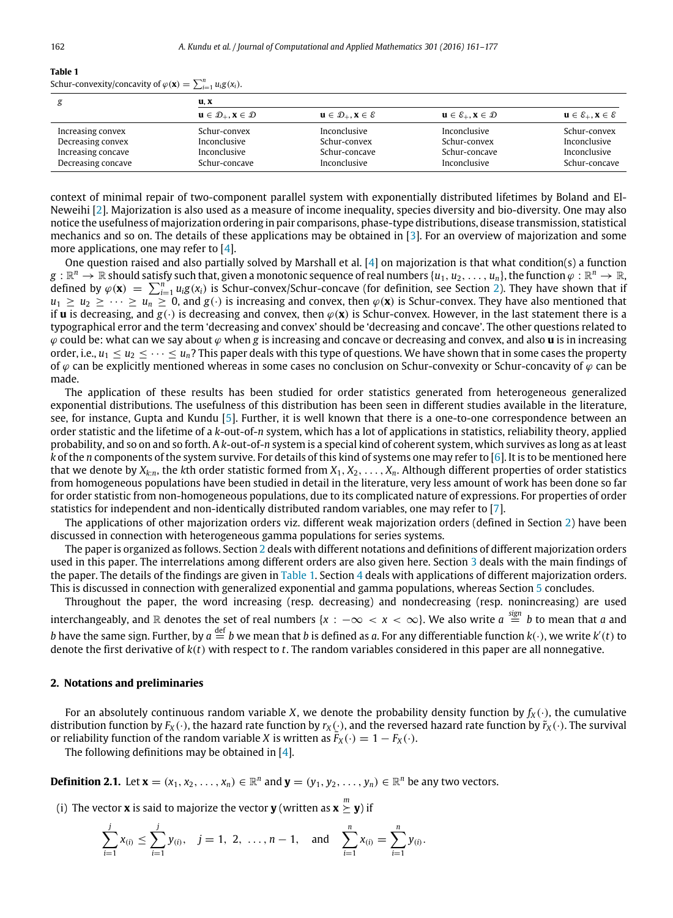**Table 1**
Schur-convexity/concavity of $\varphi(\mathbf{x}) = \sum_{i=1}^{n} u_i g(x_i)$.

| $g$ | $\mathbf{u}, \mathbf{x}$ | | | |
|---|---|---|---|---|
| | $\mathbf{u} \in \mathcal{D}_+, \mathbf{x} \in \mathcal{D}$ | $\mathbf{u} \in \mathcal{D}_+, \mathbf{x} \in \mathcal{E}$ | $\mathbf{u} \in \mathcal{E}_+, \mathbf{x} \in \mathcal{D}$ | $\mathbf{u} \in \mathcal{E}_+, \mathbf{x} \in \mathcal{E}$ |
| Increasing convex | Schur-convex | Inconclusive | Inconclusive | Schur-convex |
| Decreasing convex | Inconclusive | Schur-convex | Schur-convex | Inconclusive |
| Increasing concave | Inconclusive | Schur-concave | Schur-concave | Inconclusive |
| Decreasing concave | Schur-concave | Inconclusive | Inconclusive | Schur-concave |

context of minimal repair of two-component parallel system with exponentially distributed lifetimes by Boland and El-Neweihi [2]. Majorization is also used as a measure of income inequality, species diversity and bio-diversity. One may also notice the usefulness of majorization ordering in pair comparisons, phase-type distributions, disease transmission, statistical mechanics and so on. The details of these applications may be obtained in [3]. For an overview of majorization and some more applications, one may refer to [4].

One question raised and also partially solved by Marshall et al. [4] on majorization is that what condition(s) a function $g : \mathbb{R}^n \to \mathbb{R}$ should satisfy such that, given a monotonic sequence of real numbers $\{u_1, u_2, \ldots, u_n\}$, the function $\varphi : \mathbb{R}^n \to \mathbb{R}$, defined by $\varphi(\mathbf{x}) = \sum_{i=1}^{n} u_i g(x_i)$ is Schur-convex/Schur-concave (for definition, see Section 2). They have shown that if $u_1 \geq u_2 \geq \cdots \geq u_n \geq 0$, and $g(\cdot)$ is increasing and convex, then $\varphi(\mathbf{x})$ is Schur-convex. They have also mentioned that if $\mathbf{u}$ is decreasing, and $g(\cdot)$ is decreasing and convex, then $\varphi(\mathbf{x})$ is Schur-convex. However, in the last statement there is a typographical error and the term 'decreasing and convex' should be 'decreasing and concave'. The other questions related to $\varphi$ could be: what can we say about $\varphi$ when $g$ is increasing and concave or decreasing and convex, and also $\mathbf{u}$ is in increasing order, i.e., $u_1 \leq u_2 \leq \cdots \leq u_n$? This paper deals with this type of questions. We have shown that in some cases the property of $\varphi$ can be explicitly mentioned whereas in some cases no conclusion on Schur-convexity or Schur-concavity of $\varphi$ can be made.

The application of these results has been studied for order statistics generated from heterogeneous generalized exponential distributions. The usefulness of this distribution has been seen in different studies available in the literature, see, for instance, Gupta and Kundu [5]. Further, it is well known that there is a one-to-one correspondence between an order statistic and the lifetime of a $k$-out-of-$n$ system, which has a lot of applications in statistics, reliability theory, applied probability, and so on and so forth. A $k$-out-of-$n$ system is a special kind of coherent system, which survives as long as at least $k$ of the $n$ components of the system survive. For details of this kind of systems one may refer to [6]. It is to be mentioned here that we denote by $X_{k:n}$, the $k$th order statistic formed from $X_1, X_2, \ldots, X_n$. Although different properties of order statistics from homogeneous populations have been studied in detail in the literature, very less amount of work has been done so far for order statistic from non-homogeneous populations, due to its complicated nature of expressions. For properties of order statistics for independent and non-identically distributed random variables, one may refer to [7].

The applications of other majorization orders viz. different weak majorization orders (defined in Section 2) have been discussed in connection with heterogeneous gamma populations for series systems.

The paper is organized as follows. Section 2 deals with different notations and definitions of different majorization orders used in this paper. The interrelations among different orders are also given here. Section 3 deals with the main findings of the paper. The details of the findings are given in Table 1. Section 4 deals with applications of different majorization orders. This is discussed in connection with generalized exponential and gamma populations, whereas Section 5 concludes.

Throughout the paper, the word increasing (resp. decreasing) and nondecreasing (resp. nonincreasing) are used interchangeably, and $\mathbb{R}$ denotes the set of real numbers $\{x : -\infty < x < \infty\}$. We also write $a \overset{sign}{=} b$ to mean that $a$ and $b$ have the same sign. Further, by $a \overset{\text{def}}{=} b$ we mean that $b$ is defined as $a$. For any differentiable function $k(\cdot)$, we write $k'(t)$ to denote the first derivative of $k(t)$ with respect to $t$. The random variables considered in this paper are all nonnegative.

## 2. Notations and preliminaries

For an absolutely continuous random variable $X$, we denote the probability density function by $f_X(\cdot)$, the cumulative distribution function by $F_X(\cdot)$, the hazard rate function by $r_X(\cdot)$, and the reversed hazard rate function by $\tilde{r}_X(\cdot)$. The survival or reliability function of the random variable $X$ is written as $\bar{F}_X(\cdot) = 1 - F_X(\cdot)$.

The following definitions may be obtained in [4].

**Definition 2.1.** Let $\mathbf{x} = (x_1, x_2, \ldots, x_n) \in \mathbb{R}^n$ and $\mathbf{y} = (y_1, y_2, \ldots, y_n) \in \mathbb{R}^n$ be any two vectors.

(i) The vector $\mathbf{x}$ is said to majorize the vector $\mathbf{y}$ (written as $\mathbf{x} \overset{m}{\succeq} \mathbf{y}$) if

$$\sum_{i=1}^{j} x_{(i)} \leq \sum_{i=1}^{j} y_{(i)}, \quad j = 1,\ 2,\ \ldots, n-1, \quad \text{and} \quad \sum_{i=1}^{n} x_{(i)} = \sum_{i=1}^{n} y_{(i)}.$$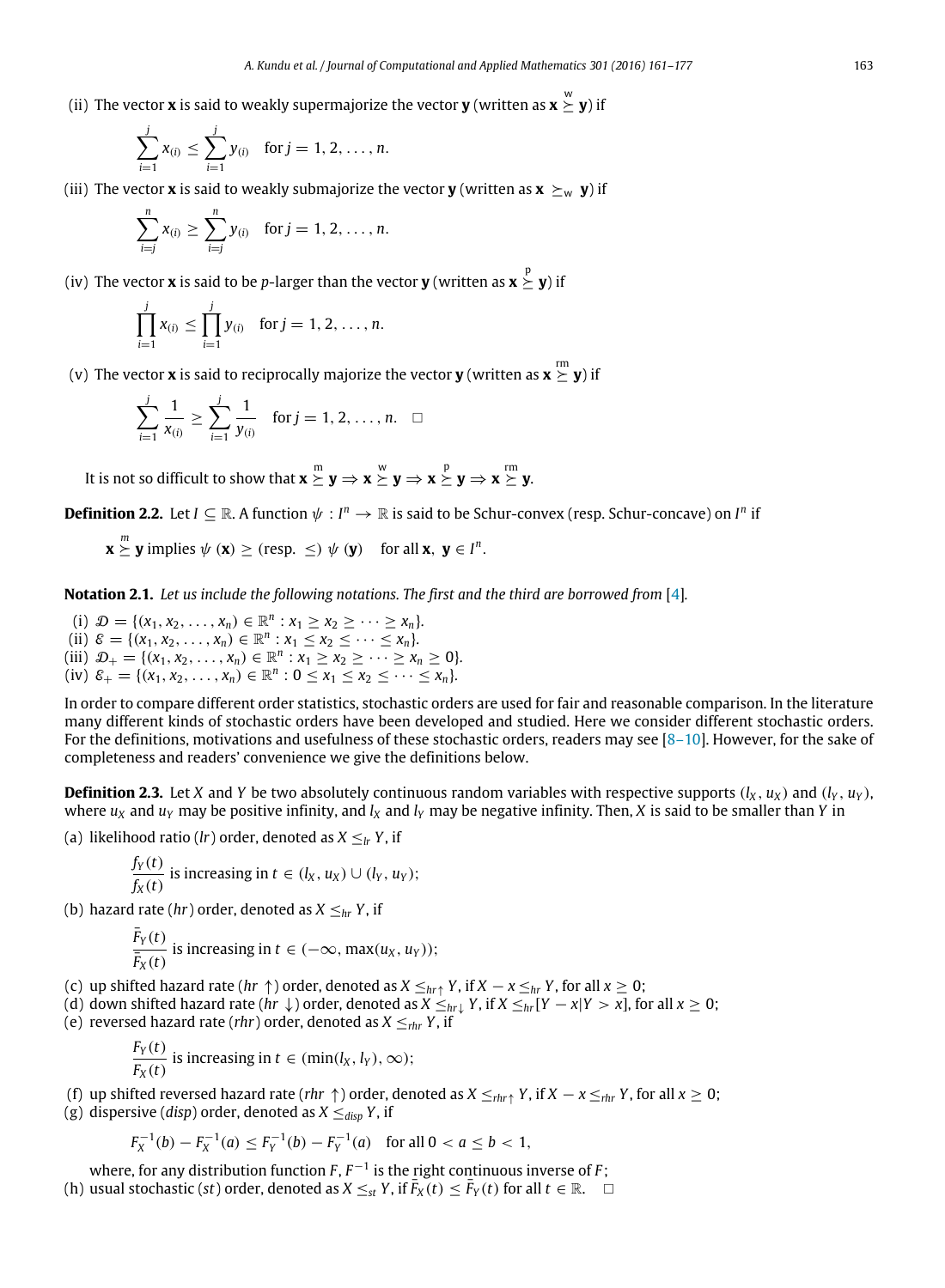(ii) The vector $\mathbf{x}$ is said to weakly supermajorize the vector $\mathbf{y}$ (written as $\mathbf{x} \overset{\text{w}}{\succeq} \mathbf{y}$) if

$$\sum_{i=1}^{j} x_{(i)} \leq \sum_{i=1}^{j} y_{(i)} \quad \text{for } j = 1, 2, \ldots, n.$$

(iii) The vector $\mathbf{x}$ is said to weakly submajorize the vector $\mathbf{y}$ (written as $\mathbf{x} \succeq_{\text{w}} \mathbf{y}$) if

$$\sum_{i=j}^{n} x_{(i)} \geq \sum_{i=j}^{n} y_{(i)} \quad \text{for } j = 1, 2, \ldots, n.$$

(iv) The vector $\mathbf{x}$ is said to be $p$-larger than the vector $\mathbf{y}$ (written as $\mathbf{x} \overset{\text{p}}{\succeq} \mathbf{y}$) if

$$\prod_{i=1}^{j} x_{(i)} \leq \prod_{i=1}^{j} y_{(i)} \quad \text{for } j = 1, 2, \ldots, n.$$

(v) The vector $\mathbf{x}$ is said to reciprocally majorize the vector $\mathbf{y}$ (written as $\mathbf{x} \overset{\text{rm}}{\succeq} \mathbf{y}$) if

$$\sum_{i=1}^{j} \frac{1}{x_{(i)}} \geq \sum_{i=1}^{j} \frac{1}{y_{(i)}} \quad \text{for } j = 1, 2, \ldots, n. \quad \square$$

It is not so difficult to show that $\mathbf{x} \overset{\text{m}}{\succeq} \mathbf{y} \Rightarrow \mathbf{x} \overset{\text{w}}{\succeq} \mathbf{y} \Rightarrow \mathbf{x} \overset{\text{p}}{\succeq} \mathbf{y} \Rightarrow \mathbf{x} \overset{\text{rm}}{\succeq} \mathbf{y}$.

**Definition 2.2.** Let $I \subseteq \mathbb{R}$. A function $\psi : I^n \to \mathbb{R}$ is said to be Schur-convex (resp. Schur-concave) on $I^n$ if

$$\mathbf{x} \overset{m}{\succeq} \mathbf{y} \text{ implies } \psi(\mathbf{x}) \geq (\text{resp. } \leq)\ \psi(\mathbf{y}) \quad \text{for all } \mathbf{x},\ \mathbf{y} \in I^n.$$

**Notation 2.1.** *Let us include the following notations. The first and the third are borrowed from* [4].

(i) $\mathcal{D} = \{(x_1, x_2, \ldots, x_n) \in \mathbb{R}^n : x_1 \geq x_2 \geq \cdots \geq x_n\}$.
(ii) $\mathcal{E} = \{(x_1, x_2, \ldots, x_n) \in \mathbb{R}^n : x_1 \leq x_2 \leq \cdots \leq x_n\}$.
(iii) $\mathcal{D}_+ = \{(x_1, x_2, \ldots, x_n) \in \mathbb{R}^n : x_1 \geq x_2 \geq \cdots \geq x_n \geq 0\}$.
(iv) $\mathcal{E}_+ = \{(x_1, x_2, \ldots, x_n) \in \mathbb{R}^n : 0 \leq x_1 \leq x_2 \leq \cdots \leq x_n\}$.

In order to compare different order statistics, stochastic orders are used for fair and reasonable comparison. In the literature many different kinds of stochastic orders have been developed and studied. Here we consider different stochastic orders. For the definitions, motivations and usefulness of these stochastic orders, readers may see [8–10]. However, for the sake of completeness and readers' convenience we give the definitions below.

**Definition 2.3.** Let $X$ and $Y$ be two absolutely continuous random variables with respective supports $(l_X, u_X)$ and $(l_Y, u_Y)$, where $u_X$ and $u_Y$ may be positive infinity, and $l_X$ and $l_Y$ may be negative infinity. Then, $X$ is said to be smaller than $Y$ in

(a) likelihood ratio ($lr$) order, denoted as $X \leq_{lr} Y$, if

$$\frac{f_Y(t)}{f_X(t)} \text{ is increasing in } t \in (l_X, u_X) \cup (l_Y, u_Y);$$

(b) hazard rate ($hr$) order, denoted as $X \leq_{hr} Y$, if

$$\frac{\bar{F}_Y(t)}{\bar{F}_X(t)} \text{ is increasing in } t \in (-\infty, \max(u_X, u_Y));$$

(c) up shifted hazard rate ($hr \uparrow$) order, denoted as $X \leq_{hr\uparrow} Y$, if $X - x \leq_{hr} Y$, for all $x \geq 0$;
(d) down shifted hazard rate ($hr \downarrow$) order, denoted as $X \leq_{hr\downarrow} Y$, if $X \leq_{hr} [Y - x | Y > x]$, for all $x \geq 0$;
(e) reversed hazard rate ($rhr$) order, denoted as $X \leq_{rhr} Y$, if

$$\frac{F_Y(t)}{F_X(t)} \text{ is increasing in } t \in (\min(l_X, l_Y), \infty);$$

(f) up shifted reversed hazard rate ($rhr \uparrow$) order, denoted as $X \leq_{rhr\uparrow} Y$, if $X - x \leq_{rhr} Y$, for all $x \geq 0$;
(g) dispersive ($disp$) order, denoted as $X \leq_{disp} Y$, if

$$F_X^{-1}(b) - F_X^{-1}(a) \leq F_Y^{-1}(b) - F_Y^{-1}(a) \quad \text{for all } 0 < a \leq b < 1,$$

where, for any distribution function $F$, $F^{-1}$ is the right continuous inverse of $F$;
(h) usual stochastic ($st$) order, denoted as $X \leq_{st} Y$, if $\bar{F}_X(t) \leq \bar{F}_Y(t)$ for all $t \in \mathbb{R}$. $\square$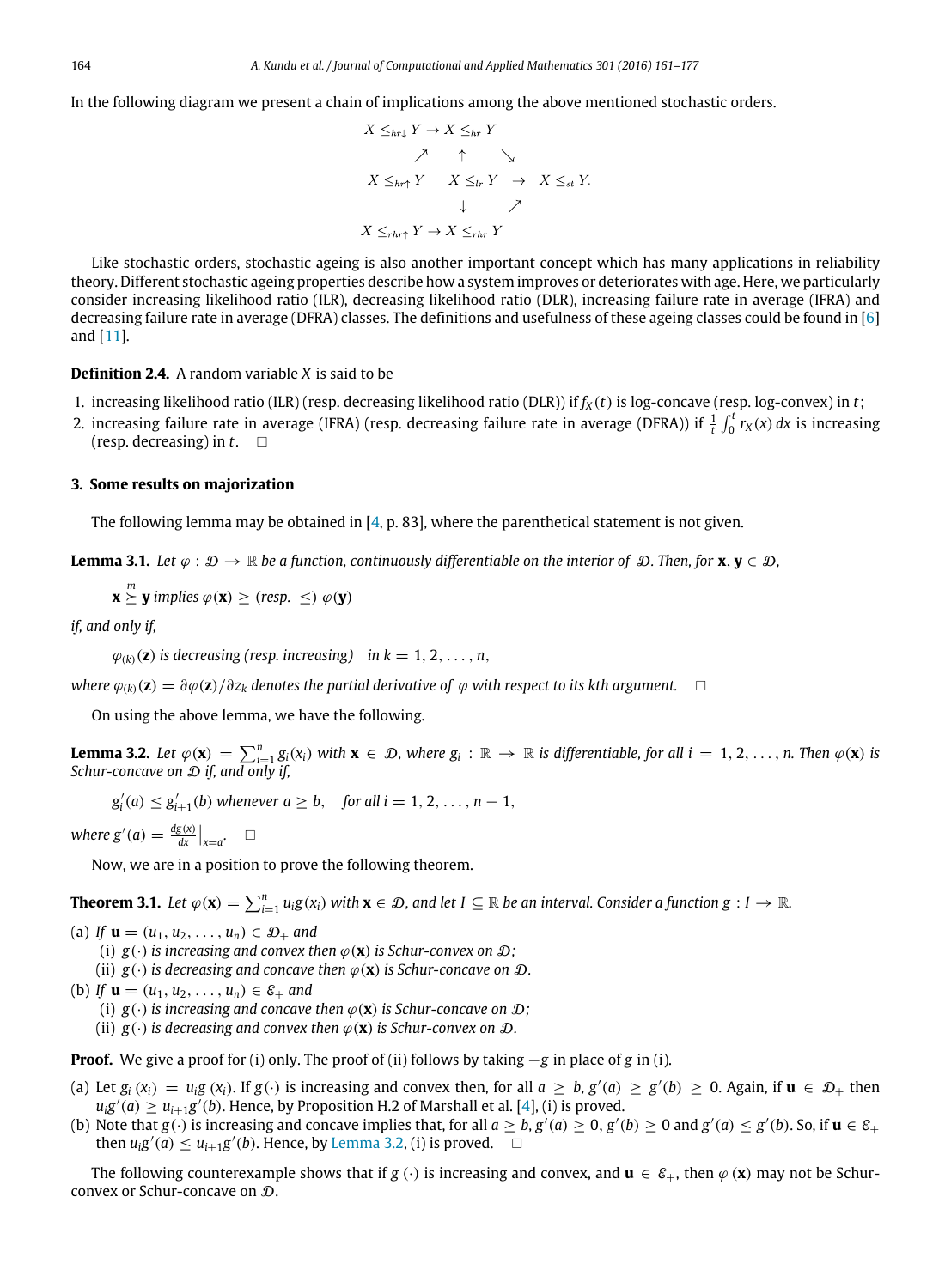In the following diagram we present a chain of implications among the above mentioned stochastic orders.

$$
\begin{array}{ccccc}
 & X \le_{hr\downarrow} Y & \to & X \le_{hr} Y & \\
 \nearrow & & \uparrow & & \searrow \\
X \le_{hr\uparrow} Y & & X \le_{lr} Y & \to & X \le_{st} Y. \\
 & & \downarrow & & \nearrow \\
 & X \le_{rhr\uparrow} Y & \to & X \le_{rhr} Y &
\end{array}
$$

Like stochastic orders, stochastic ageing is also another important concept which has many applications in reliability theory. Different stochastic ageing properties describe how a system improves or deteriorates with age. Here, we particularly consider increasing likelihood ratio (ILR), decreasing likelihood ratio (DLR), increasing failure rate in average (IFRA) and decreasing failure rate in average (DFRA) classes. The definitions and usefulness of these ageing classes could be found in [6] and [11].

**Definition 2.4.** A random variable $X$ is said to be

1. increasing likelihood ratio (ILR) (resp. decreasing likelihood ratio (DLR)) if $f_X(t)$ is log-concave (resp. log-convex) in $t$;
2. increasing failure rate in average (IFRA) (resp. decreasing failure rate in average (DFRA)) if $\frac{1}{t}\int_0^t r_X(x)\,dx$ is increasing (resp. decreasing) in $t$. □

## 3. Some results on majorization

The following lemma may be obtained in [4, p. 83], where the parenthetical statement is not given.

**Lemma 3.1.** *Let $\varphi : \mathcal{D} \to \mathbb{R}$ be a function, continuously differentiable on the interior of $\mathcal{D}$. Then, for $\mathbf{x}, \mathbf{y} \in \mathcal{D}$,*

$$\mathbf{x} \overset{m}{\succeq} \mathbf{y} \text{ implies } \varphi(\mathbf{x}) \ge (\text{resp. } \le)\ \varphi(\mathbf{y})$$

*if, and only if,*

$$\varphi_{(k)}(\mathbf{z}) \text{ is decreasing (resp. increasing)} \quad \text{in } k = 1, 2, \ldots, n,$$

*where $\varphi_{(k)}(\mathbf{z}) = \partial\varphi(\mathbf{z})/\partial z_k$ denotes the partial derivative of $\varphi$ with respect to its $k$th argument.* □

On using the above lemma, we have the following.

**Lemma 3.2.** *Let $\varphi(\mathbf{x}) = \sum_{i=1}^n g_i(x_i)$ with $\mathbf{x} \in \mathcal{D}$, where $g_i : \mathbb{R} \to \mathbb{R}$ is differentiable, for all $i = 1, 2, \ldots, n$. Then $\varphi(\mathbf{x})$ is Schur-concave on $\mathcal{D}$ if, and only if,*

$$g_i'(a) \le g_{i+1}'(b) \text{ whenever } a \ge b, \quad \text{for all } i = 1, 2, \ldots, n-1,$$

*where $g'(a) = \frac{dg(x)}{dx}\big|_{x=a}$.* □

Now, we are in a position to prove the following theorem.

**Theorem 3.1.** *Let $\varphi(\mathbf{x}) = \sum_{i=1}^n u_i g(x_i)$ with $\mathbf{x} \in \mathcal{D}$, and let $I \subseteq \mathbb{R}$ be an interval. Consider a function $g : I \to \mathbb{R}$.*

(a) *If $\mathbf{u} = (u_1, u_2, \ldots, u_n) \in \mathcal{D}_+$ and*
   (i) *$g(\cdot)$ is increasing and convex then $\varphi(\mathbf{x})$ is Schur-convex on $\mathcal{D}$;*
   (ii) *$g(\cdot)$ is decreasing and concave then $\varphi(\mathbf{x})$ is Schur-concave on $\mathcal{D}$.*

(b) *If $\mathbf{u} = (u_1, u_2, \ldots, u_n) \in \mathcal{E}_+$ and*
   (i) *$g(\cdot)$ is increasing and concave then $\varphi(\mathbf{x})$ is Schur-concave on $\mathcal{D}$;*
   (ii) *$g(\cdot)$ is decreasing and convex then $\varphi(\mathbf{x})$ is Schur-convex on $\mathcal{D}$.*

**Proof.** We give a proof for (i) only. The proof of (ii) follows by taking $-g$ in place of $g$ in (i).

(a) Let $g_i(x_i) = u_i g(x_i)$. If $g(\cdot)$ is increasing and convex then, for all $a \ge b$, $g'(a) \ge g'(b) \ge 0$. Again, if $\mathbf{u} \in \mathcal{D}_+$ then $u_i g'(a) \ge u_{i+1} g'(b)$. Hence, by Proposition H.2 of Marshall et al. [4], (i) is proved.

(b) Note that $g(\cdot)$ is increasing and concave implies that, for all $a \ge b$, $g'(a) \ge 0$, $g'(b) \ge 0$ and $g'(a) \le g'(b)$. So, if $\mathbf{u} \in \mathcal{E}_+$ then $u_i g'(a) \le u_{i+1} g'(b)$. Hence, by Lemma 3.2, (i) is proved. □

The following counterexample shows that if $g(\cdot)$ is increasing and convex, and $\mathbf{u} \in \mathcal{E}_+$, then $\varphi(\mathbf{x})$ may not be Schur-convex or Schur-concave on $\mathcal{D}$.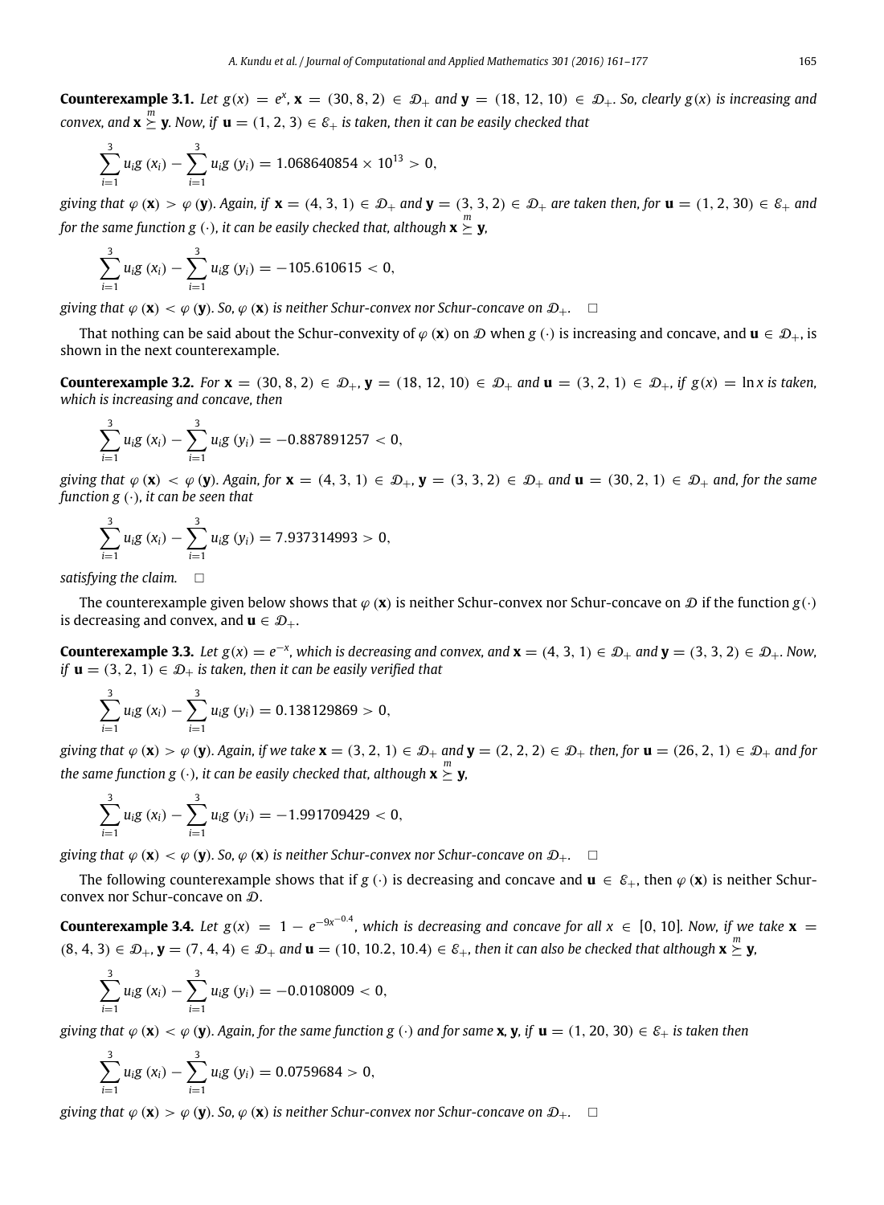**Counterexample 3.1.** *Let $g(x) = e^x$, $\mathbf{x} = (30, 8, 2) \in \mathcal{D}_+$ and $\mathbf{y} = (18, 12, 10) \in \mathcal{D}_+$. So, clearly $g(x)$ is increasing and convex, and $\mathbf{x} \overset{m}{\succeq} \mathbf{y}$. Now, if $\mathbf{u} = (1, 2, 3) \in \mathcal{E}_+$ is taken, then it can be easily checked that*

$$\sum_{i=1}^{3} u_i g(x_i) - \sum_{i=1}^{3} u_i g(y_i) = 1.068640854 \times 10^{13} > 0,$$

*giving that $\varphi(\mathbf{x}) > \varphi(\mathbf{y})$. Again, if $\mathbf{x} = (4, 3, 1) \in \mathcal{D}_+$ and $\mathbf{y} = (3, 3, 2) \in \mathcal{D}_+$ are taken then, for $\mathbf{u} = (1, 2, 30) \in \mathcal{E}_+$ and for the same function $g(\cdot)$, it can be easily checked that, although $\mathbf{x} \overset{m}{\succeq} \mathbf{y}$,*

$$\sum_{i=1}^{3} u_i g(x_i) - \sum_{i=1}^{3} u_i g(y_i) = -105.610615 < 0,$$

*giving that $\varphi(\mathbf{x}) < \varphi(\mathbf{y})$. So, $\varphi(\mathbf{x})$ is neither Schur-convex nor Schur-concave on $\mathcal{D}_+$.* □

That nothing can be said about the Schur-convexity of $\varphi(\mathbf{x})$ on $\mathcal{D}$ when $g(\cdot)$ is increasing and concave, and $\mathbf{u} \in \mathcal{D}_+$, is shown in the next counterexample.

**Counterexample 3.2.** *For $\mathbf{x} = (30, 8, 2) \in \mathcal{D}_+$, $\mathbf{y} = (18, 12, 10) \in \mathcal{D}_+$ and $\mathbf{u} = (3, 2, 1) \in \mathcal{D}_+$, if $g(x) = \ln x$ is taken, which is increasing and concave, then*

$$\sum_{i=1}^{3} u_i g(x_i) - \sum_{i=1}^{3} u_i g(y_i) = -0.887891257 < 0,$$

*giving that $\varphi(\mathbf{x}) < \varphi(\mathbf{y})$. Again, for $\mathbf{x} = (4, 3, 1) \in \mathcal{D}_+$, $\mathbf{y} = (3, 3, 2) \in \mathcal{D}_+$ and $\mathbf{u} = (30, 2, 1) \in \mathcal{D}_+$ and, for the same function $g(\cdot)$, it can be seen that*

$$\sum_{i=1}^{3} u_i g(x_i) - \sum_{i=1}^{3} u_i g(y_i) = 7.937314993 > 0,$$

*satisfying the claim.* □

The counterexample given below shows that $\varphi(\mathbf{x})$ is neither Schur-convex nor Schur-concave on $\mathcal{D}$ if the function $g(\cdot)$ is decreasing and convex, and $\mathbf{u} \in \mathcal{D}_+$.

**Counterexample 3.3.** *Let $g(x) = e^{-x}$, which is decreasing and convex, and $\mathbf{x} = (4, 3, 1) \in \mathcal{D}_+$ and $\mathbf{y} = (3, 3, 2) \in \mathcal{D}_+$. Now, if $\mathbf{u} = (3, 2, 1) \in \mathcal{D}_+$ is taken, then it can be easily verified that*

$$\sum_{i=1}^{3} u_i g(x_i) - \sum_{i=1}^{3} u_i g(y_i) = 0.138129869 > 0,$$

*giving that $\varphi(\mathbf{x}) > \varphi(\mathbf{y})$. Again, if we take $\mathbf{x} = (3, 2, 1) \in \mathcal{D}_+$ and $\mathbf{y} = (2, 2, 2) \in \mathcal{D}_+$ then, for $\mathbf{u} = (26, 2, 1) \in \mathcal{D}_+$ and for the same function $g(\cdot)$, it can be easily checked that, although $\mathbf{x} \overset{m}{\succeq} \mathbf{y}$,*

$$\sum_{i=1}^{3} u_i g(x_i) - \sum_{i=1}^{3} u_i g(y_i) = -1.991709429 < 0,$$

*giving that $\varphi(\mathbf{x}) < \varphi(\mathbf{y})$. So, $\varphi(\mathbf{x})$ is neither Schur-convex nor Schur-concave on $\mathcal{D}_+$.* □

The following counterexample shows that if $g(\cdot)$ is decreasing and concave and $\mathbf{u} \in \mathcal{E}_+$, then $\varphi(\mathbf{x})$ is neither Schur-convex nor Schur-concave on $\mathcal{D}$.

**Counterexample 3.4.** *Let $g(x) = 1 - e^{-9x^{-0.4}}$, which is decreasing and concave for all $x \in [0, 10]$. Now, if we take $\mathbf{x} = (8, 4, 3) \in \mathcal{D}_+$, $\mathbf{y} = (7, 4, 4) \in \mathcal{D}_+$ and $\mathbf{u} = (10, 10.2, 10.4) \in \mathcal{E}_+$, then it can also be checked that although $\mathbf{x} \overset{m}{\succeq} \mathbf{y}$,*

$$\sum_{i=1}^{3} u_i g(x_i) - \sum_{i=1}^{3} u_i g(y_i) = -0.0108009 < 0,$$

*giving that $\varphi(\mathbf{x}) < \varphi(\mathbf{y})$. Again, for the same function $g(\cdot)$ and for same $\mathbf{x}, \mathbf{y}$, if $\mathbf{u} = (1, 20, 30) \in \mathcal{E}_+$ is taken then*

$$\sum_{i=1}^{3} u_i g(x_i) - \sum_{i=1}^{3} u_i g(y_i) = 0.0759684 > 0,$$

*giving that $\varphi(\mathbf{x}) > \varphi(\mathbf{y})$. So, $\varphi(\mathbf{x})$ is neither Schur-convex nor Schur-concave on $\mathcal{D}_+$.* □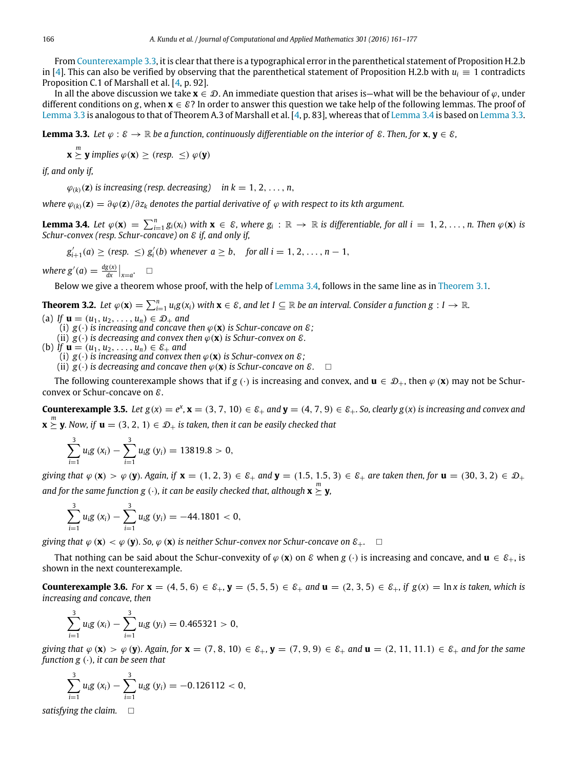From Counterexample 3.3, it is clear that there is a typographical error in the parenthetical statement of Proposition H.2.b in [4]. This can also be verified by observing that the parenthetical statement of Proposition H.2.b with $u_i \equiv 1$ contradicts Proposition C.1 of Marshall et al. [4, p. 92].

In all the above discussion we take $\mathbf{x} \in \mathcal{D}$. An immediate question that arises is—what will be the behaviour of $\varphi$, under different conditions on $g$, when $\mathbf{x} \in \mathcal{E}$? In order to answer this question we take help of the following lemmas. The proof of Lemma 3.3 is analogous to that of Theorem A.3 of Marshall et al. [4, p. 83], whereas that of Lemma 3.4 is based on Lemma 3.3.

**Lemma 3.3.** *Let $\varphi : \mathcal{E} \to \mathbb{R}$ be a function, continuously differentiable on the interior of $\mathcal{E}$. Then, for $\mathbf{x}, \mathbf{y} \in \mathcal{E}$,*

$$\mathbf{x} \overset{m}{\succeq} \mathbf{y} \text{ implies } \varphi(\mathbf{x}) \geq (\text{resp. } \leq)\ \varphi(\mathbf{y})$$

*if, and only if,*

$$\varphi_{(k)}(\mathbf{z}) \text{ is increasing (resp. decreasing)} \quad \text{in } k = 1, 2, \ldots, n,$$

*where $\varphi_{(k)}(\mathbf{z}) = \partial\varphi(\mathbf{z})/\partial z_k$ denotes the partial derivative of $\varphi$ with respect to its kth argument.*

**Lemma 3.4.** *Let $\varphi(\mathbf{x}) = \sum_{i=1}^{n} g_i(x_i)$ with $\mathbf{x} \in \mathcal{E}$, where $g_i : \mathbb{R} \to \mathbb{R}$ is differentiable, for all $i = 1, 2, \ldots, n$. Then $\varphi(\mathbf{x})$ is Schur-convex (resp. Schur-concave) on $\mathcal{E}$ if, and only if,*

$$g'_{i+1}(a) \geq (\text{resp. } \leq)\ g'_i(b) \text{ whenever } a \geq b, \quad \text{for all } i = 1, 2, \ldots, n-1,$$

*where $g'(a) = \left.\frac{dg(x)}{dx}\right|_{x=a}$.* $\square$

Below we give a theorem whose proof, with the help of Lemma 3.4, follows in the same line as in Theorem 3.1.

**Theorem 3.2.** *Let $\varphi(\mathbf{x}) = \sum_{i=1}^{n} u_i g(x_i)$ with $\mathbf{x} \in \mathcal{E}$, and let $I \subseteq \mathbb{R}$ be an interval. Consider a function $g : I \to \mathbb{R}$.*

(a) *If $\mathbf{u} = (u_1, u_2, \ldots, u_n) \in \mathcal{D}_+$ and*
  (i) *$g(\cdot)$ is increasing and concave then $\varphi(\mathbf{x})$ is Schur-concave on $\mathcal{E}$;*
  (ii) *$g(\cdot)$ is decreasing and convex then $\varphi(\mathbf{x})$ is Schur-convex on $\mathcal{E}$.*

(b) *If $\mathbf{u} = (u_1, u_2, \ldots, u_n) \in \mathcal{E}_+$ and*
  (i) *$g(\cdot)$ is increasing and convex then $\varphi(\mathbf{x})$ is Schur-convex on $\mathcal{E}$;*
  (ii) *$g(\cdot)$ is decreasing and concave then $\varphi(\mathbf{x})$ is Schur-concave on $\mathcal{E}$.* $\square$

The following counterexample shows that if $g(\cdot)$ is increasing and convex, and $\mathbf{u} \in \mathcal{D}_+$, then $\varphi(\mathbf{x})$ may not be Schur-convex or Schur-concave on $\mathcal{E}$.

**Counterexample 3.5.** *Let $g(x) = e^x$, $\mathbf{x} = (3, 7, 10) \in \mathcal{E}_+$ and $\mathbf{y} = (4, 7, 9) \in \mathcal{E}_+$. So, clearly $g(x)$ is increasing and convex and $\mathbf{x} \overset{m}{\succeq} \mathbf{y}$. Now, if $\mathbf{u} = (3, 2, 1) \in \mathcal{D}_+$ is taken, then it can be easily checked that*

$$\sum_{i=1}^{3} u_i g(x_i) - \sum_{i=1}^{3} u_i g(y_i) = 13819.8 > 0,$$

*giving that $\varphi(\mathbf{x}) > \varphi(\mathbf{y})$. Again, if $\mathbf{x} = (1, 2, 3) \in \mathcal{E}_+$ and $\mathbf{y} = (1.5, 1.5, 3) \in \mathcal{E}_+$ are taken then, for $\mathbf{u} = (30, 3, 2) \in \mathcal{D}_+$ and for the same function $g(\cdot)$, it can be easily checked that, although $\mathbf{x} \overset{m}{\succeq} \mathbf{y}$,*

$$\sum_{i=1}^{3} u_i g(x_i) - \sum_{i=1}^{3} u_i g(y_i) = -44.1801 < 0,$$

*giving that $\varphi(\mathbf{x}) < \varphi(\mathbf{y})$. So, $\varphi(\mathbf{x})$ is neither Schur-convex nor Schur-concave on $\mathcal{E}_+$.* $\square$

That nothing can be said about the Schur-convexity of $\varphi(\mathbf{x})$ on $\mathcal{E}$ when $g(\cdot)$ is increasing and concave, and $\mathbf{u} \in \mathcal{E}_+$, is shown in the next counterexample.

**Counterexample 3.6.** *For $\mathbf{x} = (4, 5, 6) \in \mathcal{E}_+$, $\mathbf{y} = (5, 5, 5) \in \mathcal{E}_+$ and $\mathbf{u} = (2, 3, 5) \in \mathcal{E}_+$, if $g(x) = \ln x$ is taken, which is increasing and concave, then*

$$\sum_{i=1}^{3} u_i g(x_i) - \sum_{i=1}^{3} u_i g(y_i) = 0.465321 > 0,$$

*giving that $\varphi(\mathbf{x}) > \varphi(\mathbf{y})$. Again, for $\mathbf{x} = (7, 8, 10) \in \mathcal{E}_+$, $\mathbf{y} = (7, 9, 9) \in \mathcal{E}_+$ and $\mathbf{u} = (2, 11, 11.1) \in \mathcal{E}_+$ and for the same function $g(\cdot)$, it can be seen that*

$$\sum_{i=1}^{3} u_i g(x_i) - \sum_{i=1}^{3} u_i g(y_i) = -0.126112 < 0,$$

*satisfying the claim.* $\square$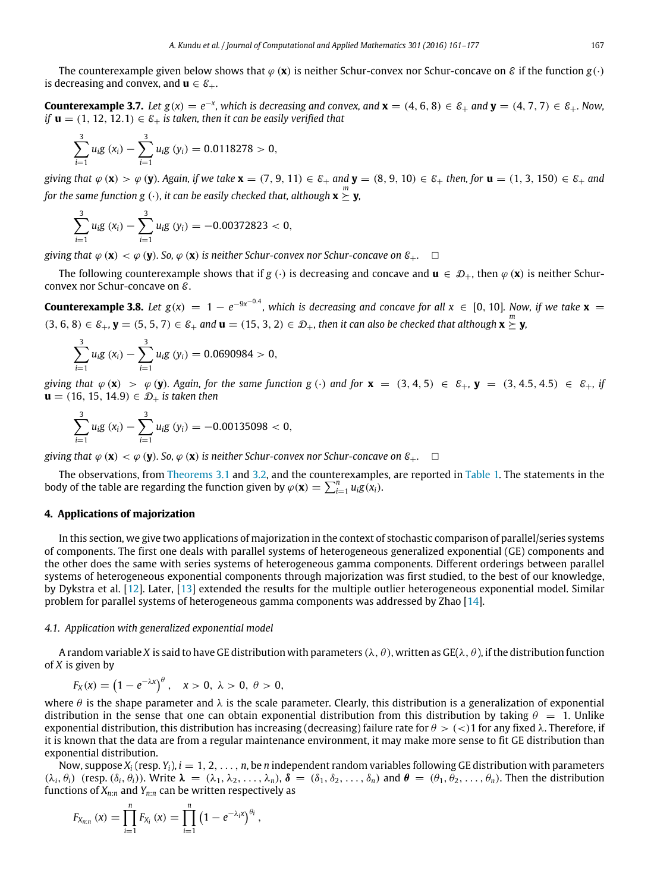The counterexample given below shows that $\varphi(\mathbf{x})$ is neither Schur-convex nor Schur-concave on $\mathcal{E}$ if the function $g(\cdot)$ is decreasing and convex, and $\mathbf{u} \in \mathcal{E}_+$.

**Counterexample 3.7.** *Let $g(x) = e^{-x}$, which is decreasing and convex, and $\mathbf{x} = (4, 6, 8) \in \mathcal{E}_+$ and $\mathbf{y} = (4, 7, 7) \in \mathcal{E}_+$. Now, if $\mathbf{u} = (1, 12, 12.1) \in \mathcal{E}_+$ is taken, then it can be easily verified that*

$$\sum_{i=1}^{3} u_i g(x_i) - \sum_{i=1}^{3} u_i g(y_i) = 0.0118278 > 0,$$

*giving that $\varphi(\mathbf{x}) > \varphi(\mathbf{y})$. Again, if we take $\mathbf{x} = (7, 9, 11) \in \mathcal{E}_+$ and $\mathbf{y} = (8, 9, 10) \in \mathcal{E}_+$ then, for $\mathbf{u} = (1, 3, 150) \in \mathcal{E}_+$ and for the same function $g(\cdot)$, it can be easily checked that, although $\mathbf{x} \overset{m}{\succeq} \mathbf{y}$,*

$$\sum_{i=1}^{3} u_i g(x_i) - \sum_{i=1}^{3} u_i g(y_i) = -0.00372823 < 0,$$

*giving that $\varphi(\mathbf{x}) < \varphi(\mathbf{y})$. So, $\varphi(\mathbf{x})$ is neither Schur-convex nor Schur-concave on $\mathcal{E}_+$.* □

The following counterexample shows that if $g(\cdot)$ is decreasing and concave and $\mathbf{u} \in \mathcal{D}_+$, then $\varphi(\mathbf{x})$ is neither Schur-convex nor Schur-concave on $\mathcal{E}$.

**Counterexample 3.8.** *Let $g(x) = 1 - e^{-9x^{-0.4}}$, which is decreasing and concave for all $x \in [0, 10]$. Now, if we take $\mathbf{x} = (3, 6, 8) \in \mathcal{E}_+$, $\mathbf{y} = (5, 5, 7) \in \mathcal{E}_+$ and $\mathbf{u} = (15, 3, 2) \in \mathcal{D}_+$, then it can also be checked that although $\mathbf{x} \overset{m}{\succeq} \mathbf{y}$,*

$$\sum_{i=1}^{3} u_i g(x_i) - \sum_{i=1}^{3} u_i g(y_i) = 0.0690984 > 0,$$

*giving that $\varphi(\mathbf{x}) > \varphi(\mathbf{y})$. Again, for the same function $g(\cdot)$ and for $\mathbf{x} = (3, 4, 5) \in \mathcal{E}_+$, $\mathbf{y} = (3, 4.5, 4.5) \in \mathcal{E}_+$, if $\mathbf{u} = (16, 15, 14.9) \in \mathcal{D}_+$ is taken then*

$$\sum_{i=1}^{3} u_i g(x_i) - \sum_{i=1}^{3} u_i g(y_i) = -0.00135098 < 0,$$

*giving that $\varphi(\mathbf{x}) < \varphi(\mathbf{y})$. So, $\varphi(\mathbf{x})$ is neither Schur-convex nor Schur-concave on $\mathcal{E}_+$.* □

The observations, from Theorems 3.1 and 3.2, and the counterexamples, are reported in Table 1. The statements in the body of the table are regarding the function given by $\varphi(\mathbf{x}) = \sum_{i=1}^{n} u_i g(x_i)$.

## 4. Applications of majorization

In this section, we give two applications of majorization in the context of stochastic comparison of parallel/series systems of components. The first one deals with parallel systems of heterogeneous generalized exponential (GE) components and the other does the same with series systems of heterogeneous gamma components. Different orderings between parallel systems of heterogeneous exponential components through majorization was first studied, to the best of our knowledge, by Dykstra et al. [12]. Later, [13] extended the results for the multiple outlier heterogeneous exponential model. Similar problem for parallel systems of heterogeneous gamma components was addressed by Zhao [14].

### 4.1. Application with generalized exponential model

A random variable $X$ is said to have GE distribution with parameters $(\lambda, \theta)$, written as GE$(\lambda, \theta)$, if the distribution function of $X$ is given by

$$F_X(x) = \left(1 - e^{-\lambda x}\right)^{\theta}, \quad x > 0,\ \lambda > 0,\ \theta > 0,$$

where $\theta$ is the shape parameter and $\lambda$ is the scale parameter. Clearly, this distribution is a generalization of exponential distribution in the sense that one can obtain exponential distribution from this distribution by taking $\theta = 1$. Unlike exponential distribution, this distribution has increasing (decreasing) failure rate for $\theta > (<) 1$ for any fixed $\lambda$. Therefore, if it is known that the data are from a regular maintenance environment, it may make more sense to fit GE distribution than exponential distribution.

Now, suppose $X_i$ (resp. $Y_i$), $i = 1, 2, \ldots, n$, be $n$ independent random variables following GE distribution with parameters $(\lambda_i, \theta_i)$ (resp. $(\delta_i, \theta_i)$). Write $\boldsymbol{\lambda} = (\lambda_1, \lambda_2, \ldots, \lambda_n)$, $\boldsymbol{\delta} = (\delta_1, \delta_2, \ldots, \delta_n)$ and $\boldsymbol{\theta} = (\theta_1, \theta_2, \ldots, \theta_n)$. Then the distribution functions of $X_{n:n}$ and $Y_{n:n}$ can be written respectively as

$$F_{X_{n:n}}(x) = \prod_{i=1}^{n} F_{X_i}(x) = \prod_{i=1}^{n} \left(1 - e^{-\lambda_i x}\right)^{\theta_i},$$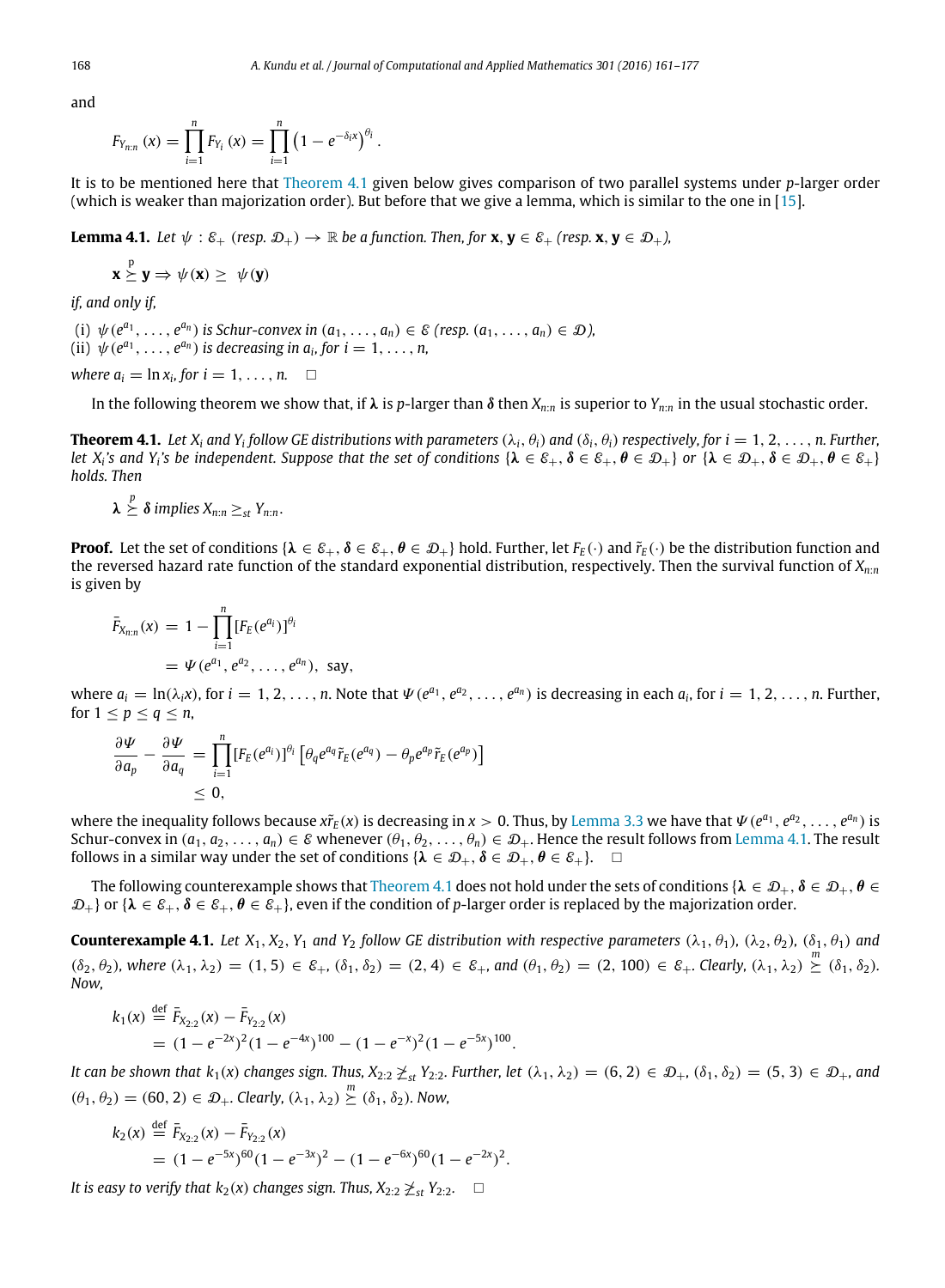and

$$F_{Y_{n:n}}(x) = \prod_{i=1}^{n} F_{Y_i}(x) = \prod_{i=1}^{n} \left(1 - e^{-\delta_i x}\right)^{\theta_i}.$$

It is to be mentioned here that Theorem 4.1 given below gives comparison of two parallel systems under $p$-larger order (which is weaker than majorization order). But before that we give a lemma, which is similar to the one in [15].

**Lemma 4.1.** *Let $\psi : \mathcal{E}_+$ (resp. $\mathcal{D}_+$) $\to \mathbb{R}$ be a function. Then, for $\mathbf{x}, \mathbf{y} \in \mathcal{E}_+$ (resp. $\mathbf{x}, \mathbf{y} \in \mathcal{D}_+$),*

$$\mathbf{x} \overset{p}{\succeq} \mathbf{y} \Rightarrow \psi(\mathbf{x}) \geq \psi(\mathbf{y})$$

*if, and only if,*

(i) *$\psi(e^{a_1}, \ldots, e^{a_n})$ is Schur-convex in $(a_1, \ldots, a_n) \in \mathcal{E}$ (resp. $(a_1, \ldots, a_n) \in \mathcal{D}$),*
(ii) *$\psi(e^{a_1}, \ldots, e^{a_n})$ is decreasing in $a_i$, for $i = 1, \ldots, n$,*

*where $a_i = \ln x_i$, for $i = 1, \ldots, n$.* □

In the following theorem we show that, if $\boldsymbol{\lambda}$ is $p$-larger than $\boldsymbol{\delta}$ then $X_{n:n}$ is superior to $Y_{n:n}$ in the usual stochastic order.

**Theorem 4.1.** *Let $X_i$ and $Y_i$ follow GE distributions with parameters $(\lambda_i, \theta_i)$ and $(\delta_i, \theta_i)$ respectively, for $i = 1, 2, \ldots, n$. Further, let $X_i$'s and $Y_i$'s be independent. Suppose that the set of conditions $\{\boldsymbol{\lambda} \in \mathcal{E}_+, \boldsymbol{\delta} \in \mathcal{E}_+, \boldsymbol{\theta} \in \mathcal{D}_+\}$ or $\{\boldsymbol{\lambda} \in \mathcal{D}_+, \boldsymbol{\delta} \in \mathcal{D}_+, \boldsymbol{\theta} \in \mathcal{E}_+\}$ holds. Then*

$$\boldsymbol{\lambda} \overset{p}{\succeq} \boldsymbol{\delta} \text{ implies } X_{n:n} \geq_{st} Y_{n:n}.$$

**Proof.** Let the set of conditions $\{\boldsymbol{\lambda} \in \mathcal{E}_+, \boldsymbol{\delta} \in \mathcal{E}_+, \boldsymbol{\theta} \in \mathcal{D}_+\}$ hold. Further, let $F_E(\cdot)$ and $\tilde{r}_E(\cdot)$ be the distribution function and the reversed hazard rate function of the standard exponential distribution, respectively. Then the survival function of $X_{n:n}$ is given by

$$\begin{aligned}
\bar{F}_{X_{n:n}}(x) &= 1 - \prod_{i=1}^{n} [F_E(e^{a_i})]^{\theta_i} \\
&= \Psi(e^{a_1}, e^{a_2}, \ldots, e^{a_n}), \text{ say,}
\end{aligned}$$

where $a_i = \ln(\lambda_i x)$, for $i = 1, 2, \ldots, n$. Note that $\Psi(e^{a_1}, e^{a_2}, \ldots, e^{a_n})$ is decreasing in each $a_i$, for $i = 1, 2, \ldots, n$. Further, for $1 \leq p \leq q \leq n$,

$$\begin{aligned}
\frac{\partial \Psi}{\partial a_p} - \frac{\partial \Psi}{\partial a_q} &= \prod_{i=1}^{n} [F_E(e^{a_i})]^{\theta_i} \left[\theta_q e^{a_q} \tilde{r}_E(e^{a_q}) - \theta_p e^{a_p} \tilde{r}_E(e^{a_p})\right] \\
&\leq 0,
\end{aligned}$$

where the inequality follows because $x\tilde{r}_E(x)$ is decreasing in $x > 0$. Thus, by Lemma 3.3 we have that $\Psi(e^{a_1}, e^{a_2}, \ldots, e^{a_n})$ is Schur-convex in $(a_1, a_2, \ldots, a_n) \in \mathcal{E}$ whenever $(\theta_1, \theta_2, \ldots, \theta_n) \in \mathcal{D}_+$. Hence the result follows from Lemma 4.1. The result follows in a similar way under the set of conditions $\{\boldsymbol{\lambda} \in \mathcal{D}_+, \boldsymbol{\delta} \in \mathcal{D}_+, \boldsymbol{\theta} \in \mathcal{E}_+\}$. □

The following counterexample shows that Theorem 4.1 does not hold under the sets of conditions $\{\boldsymbol{\lambda} \in \mathcal{D}_+, \boldsymbol{\delta} \in \mathcal{D}_+, \boldsymbol{\theta} \in \mathcal{D}_+\}$ or $\{\boldsymbol{\lambda} \in \mathcal{E}_+, \boldsymbol{\delta} \in \mathcal{E}_+, \boldsymbol{\theta} \in \mathcal{E}_+\}$, even if the condition of $p$-larger order is replaced by the majorization order.

**Counterexample 4.1.** *Let $X_1, X_2, Y_1$ and $Y_2$ follow GE distribution with respective parameters $(\lambda_1, \theta_1)$, $(\lambda_2, \theta_2)$, $(\delta_1, \theta_1)$ and $(\delta_2, \theta_2)$, where $(\lambda_1, \lambda_2) = (1, 5) \in \mathcal{E}_+$, $(\delta_1, \delta_2) = (2, 4) \in \mathcal{E}_+$, and $(\theta_1, \theta_2) = (2, 100) \in \mathcal{E}_+$. Clearly, $(\lambda_1, \lambda_2) \overset{m}{\succeq} (\delta_1, \delta_2)$. Now,*

$$\begin{aligned}
k_1(x) &\overset{\text{def}}{=} \bar{F}_{X_{2:2}}(x) - \bar{F}_{Y_{2:2}}(x) \\
&= (1 - e^{-2x})^2 (1 - e^{-4x})^{100} - (1 - e^{-x})^2 (1 - e^{-5x})^{100}.
\end{aligned}$$

*It can be shown that $k_1(x)$ changes sign. Thus, $X_{2:2} \not\geq_{st} Y_{2:2}$. Further, let $(\lambda_1, \lambda_2) = (6, 2) \in \mathcal{D}_+$, $(\delta_1, \delta_2) = (5, 3) \in \mathcal{D}_+$, and $(\theta_1, \theta_2) = (60, 2) \in \mathcal{D}_+$. Clearly, $(\lambda_1, \lambda_2) \overset{m}{\succeq} (\delta_1, \delta_2)$. Now,*

$$\begin{aligned}
k_2(x) &\overset{\text{def}}{=} \bar{F}_{X_{2:2}}(x) - \bar{F}_{Y_{2:2}}(x) \\
&= (1 - e^{-5x})^{60} (1 - e^{-3x})^2 - (1 - e^{-6x})^{60} (1 - e^{-2x})^2.
\end{aligned}$$

*It is easy to verify that $k_2(x)$ changes sign. Thus, $X_{2:2} \not\geq_{st} Y_{2:2}$.* □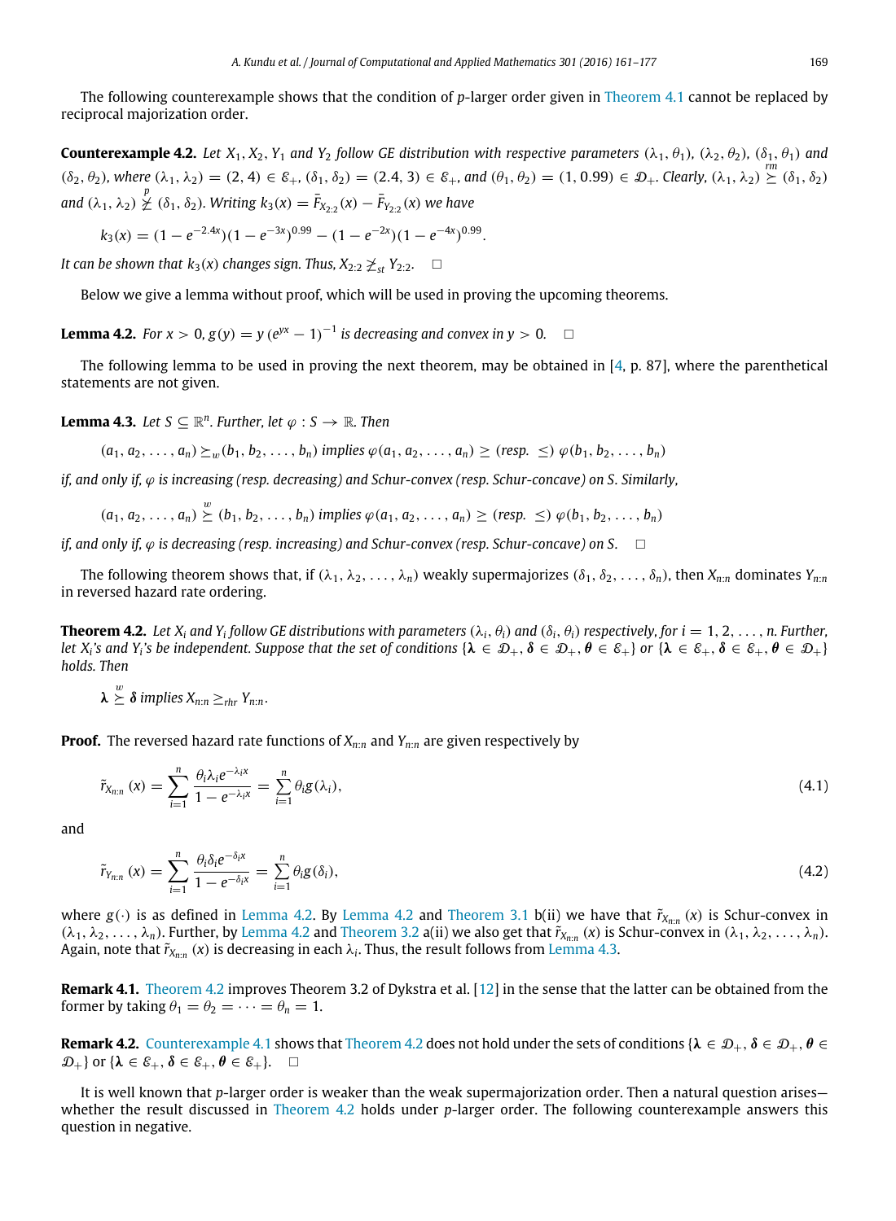The following counterexample shows that the condition of $p$-larger order given in Theorem 4.1 cannot be replaced by reciprocal majorization order.

**Counterexample 4.2.** *Let $X_1, X_2, Y_1$ and $Y_2$ follow GE distribution with respective parameters $(\lambda_1, \theta_1)$, $(\lambda_2, \theta_2)$, $(\delta_1, \theta_1)$ and $(\delta_2, \theta_2)$, where $(\lambda_1, \lambda_2) = (2, 4) \in \mathcal{E}_+$, $(\delta_1, \delta_2) = (2.4, 3) \in \mathcal{E}_+$, and $(\theta_1, \theta_2) = (1, 0.99) \in \mathcal{D}_+$. Clearly, $(\lambda_1, \lambda_2) \overset{rm}{\succeq} (\delta_1, \delta_2)$ and $(\lambda_1, \lambda_2) \overset{p}{\not\succeq} (\delta_1, \delta_2)$. Writing $k_3(x) = \bar{F}_{X_{2:2}}(x) - \bar{F}_{Y_{2:2}}(x)$ we have*

$$k_3(x) = (1 - e^{-2.4x})(1 - e^{-3x})^{0.99} - (1 - e^{-2x})(1 - e^{-4x})^{0.99}.$$

*It can be shown that $k_3(x)$ changes sign. Thus, $X_{2:2} \not\geq_{st} Y_{2:2}$.* $\square$

Below we give a lemma without proof, which will be used in proving the upcoming theorems.

**Lemma 4.2.** *For $x > 0$, $g(y) = y\,(e^{yx} - 1)^{-1}$ is decreasing and convex in $y > 0$.* $\square$

The following lemma to be used in proving the next theorem, may be obtained in [4, p. 87], where the parenthetical statements are not given.

**Lemma 4.3.** *Let $S \subseteq \mathbb{R}^n$. Further, let $\varphi : S \to \mathbb{R}$. Then*

$$(a_1, a_2, \ldots, a_n) \succeq_w (b_1, b_2, \ldots, b_n) \text{ implies } \varphi(a_1, a_2, \ldots, a_n) \geq (\text{resp. } \leq)\ \varphi(b_1, b_2, \ldots, b_n)$$

*if, and only if, $\varphi$ is increasing (resp. decreasing) and Schur-convex (resp. Schur-concave) on $S$. Similarly,*

$$(a_1, a_2, \ldots, a_n) \overset{w}{\succeq} (b_1, b_2, \ldots, b_n) \text{ implies } \varphi(a_1, a_2, \ldots, a_n) \geq (\text{resp. } \leq)\ \varphi(b_1, b_2, \ldots, b_n)$$

*if, and only if, $\varphi$ is decreasing (resp. increasing) and Schur-convex (resp. Schur-concave) on $S$.* $\square$

The following theorem shows that, if $(\lambda_1, \lambda_2, \ldots, \lambda_n)$ weakly supermajorizes $(\delta_1, \delta_2, \ldots, \delta_n)$, then $X_{n:n}$ dominates $Y_{n:n}$ in reversed hazard rate ordering.

**Theorem 4.2.** *Let $X_i$ and $Y_i$ follow GE distributions with parameters $(\lambda_i, \theta_i)$ and $(\delta_i, \theta_i)$ respectively, for $i = 1, 2, \ldots, n$. Further, let $X_i$'s and $Y_i$'s be independent. Suppose that the set of conditions $\{\boldsymbol{\lambda} \in \mathcal{D}_+, \boldsymbol{\delta} \in \mathcal{D}_+, \boldsymbol{\theta} \in \mathcal{E}_+\}$ or $\{\boldsymbol{\lambda} \in \mathcal{E}_+, \boldsymbol{\delta} \in \mathcal{E}_+, \boldsymbol{\theta} \in \mathcal{D}_+\}$ holds. Then*

$$\boldsymbol{\lambda} \overset{w}{\succeq} \boldsymbol{\delta} \text{ implies } X_{n:n} \geq_{rhr} Y_{n:n}.$$

**Proof.** The reversed hazard rate functions of $X_{n:n}$ and $Y_{n:n}$ are given respectively by

$$\tilde{r}_{X_{n:n}}(x) = \sum_{i=1}^{n} \frac{\theta_i \lambda_i e^{-\lambda_i x}}{1 - e^{-\lambda_i x}} = \sum_{i=1}^{n} \theta_i g(\lambda_i), \tag{4.1}$$

and

$$\tilde{r}_{Y_{n:n}}(x) = \sum_{i=1}^{n} \frac{\theta_i \delta_i e^{-\delta_i x}}{1 - e^{-\delta_i x}} = \sum_{i=1}^{n} \theta_i g(\delta_i), \tag{4.2}$$

where $g(\cdot)$ is as defined in Lemma 4.2. By Lemma 4.2 and Theorem 3.1 b(ii) we have that $\tilde{r}_{X_{n:n}}(x)$ is Schur-convex in $(\lambda_1, \lambda_2, \ldots, \lambda_n)$. Further, by Lemma 4.2 and Theorem 3.2 a(ii) we also get that $\tilde{r}_{X_{n:n}}(x)$ is Schur-convex in $(\lambda_1, \lambda_2, \ldots, \lambda_n)$. Again, note that $\tilde{r}_{X_{n:n}}(x)$ is decreasing in each $\lambda_i$. Thus, the result follows from Lemma 4.3.

**Remark 4.1.** Theorem 4.2 improves Theorem 3.2 of Dykstra et al. [12] in the sense that the latter can be obtained from the former by taking $\theta_1 = \theta_2 = \cdots = \theta_n = 1$.

**Remark 4.2.** Counterexample 4.1 shows that Theorem 4.2 does not hold under the sets of conditions $\{\boldsymbol{\lambda} \in \mathcal{D}_+, \boldsymbol{\delta} \in \mathcal{D}_+, \boldsymbol{\theta} \in \mathcal{D}_+\}$ or $\{\boldsymbol{\lambda} \in \mathcal{E}_+, \boldsymbol{\delta} \in \mathcal{E}_+, \boldsymbol{\theta} \in \mathcal{E}_+\}$. $\square$

It is well known that $p$-larger order is weaker than the weak supermajorization order. Then a natural question arises—whether the result discussed in Theorem 4.2 holds under $p$-larger order. The following counterexample answers this question in negative.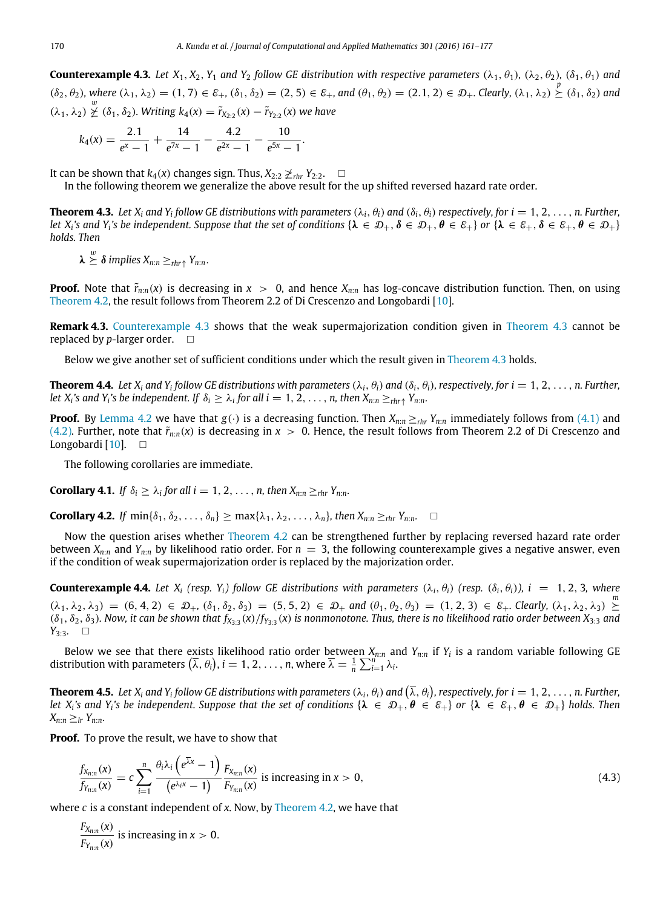**Counterexample 4.3.** *Let $X_1, X_2, Y_1$ and $Y_2$ follow GE distribution with respective parameters $(\lambda_1, \theta_1)$, $(\lambda_2, \theta_2)$, $(\delta_1, \theta_1)$ and $(\delta_2, \theta_2)$, where $(\lambda_1, \lambda_2) = (1, 7) \in \mathcal{E}_+$, $(\delta_1, \delta_2) = (2, 5) \in \mathcal{E}_+$, and $(\theta_1, \theta_2) = (2.1, 2) \in \mathcal{D}_+$. Clearly, $(\lambda_1, \lambda_2) \overset{p}{\succeq} (\delta_1, \delta_2)$ and $(\lambda_1, \lambda_2) \overset{w}{\nsucceq} (\delta_1, \delta_2)$. Writing $k_4(x) = \tilde{r}_{X_{2:2}}(x) - \tilde{r}_{Y_{2:2}}(x)$ we have*

$$k_4(x) = \frac{2.1}{e^x - 1} + \frac{14}{e^{7x} - 1} - \frac{4.2}{e^{2x} - 1} - \frac{10}{e^{5x} - 1}.$$

It can be shown that $k_4(x)$ changes sign. Thus, $X_{2:2} \ngeq_{rhr} Y_{2:2}$. $\square$

In the following theorem we generalize the above result for the up shifted reversed hazard rate order.

**Theorem 4.3.** *Let $X_i$ and $Y_i$ follow GE distributions with parameters $(\lambda_i, \theta_i)$ and $(\delta_i, \theta_i)$ respectively, for $i = 1, 2, \ldots, n$. Further, let $X_i$'s and $Y_i$'s be independent. Suppose that the set of conditions $\{\boldsymbol{\lambda} \in \mathcal{D}_+, \boldsymbol{\delta} \in \mathcal{D}_+, \boldsymbol{\theta} \in \mathcal{E}_+\}$ or $\{\boldsymbol{\lambda} \in \mathcal{E}_+, \boldsymbol{\delta} \in \mathcal{E}_+, \boldsymbol{\theta} \in \mathcal{D}_+\}$ holds. Then*

$$\boldsymbol{\lambda} \overset{w}{\succeq} \boldsymbol{\delta} \text{ implies } X_{n:n} \geq_{rhr\uparrow} Y_{n:n}.$$

**Proof.** Note that $\tilde{r}_{n:n}(x)$ is decreasing in $x > 0$, and hence $X_{n:n}$ has log-concave distribution function. Then, on using Theorem 4.2, the result follows from Theorem 2.2 of Di Crescenzo and Longobardi [10].

**Remark 4.3.** Counterexample 4.3 shows that the weak supermajorization condition given in Theorem 4.3 cannot be replaced by $p$-larger order. $\square$

Below we give another set of sufficient conditions under which the result given in Theorem 4.3 holds.

**Theorem 4.4.** *Let $X_i$ and $Y_i$ follow GE distributions with parameters $(\lambda_i, \theta_i)$ and $(\delta_i, \theta_i)$, respectively, for $i = 1, 2, \ldots, n$. Further, let $X_i$'s and $Y_i$'s be independent. If $\delta_i \geq \lambda_i$ for all $i = 1, 2, \ldots, n$, then $X_{n:n} \geq_{rhr\uparrow} Y_{n:n}$.*

**Proof.** By Lemma 4.2 we have that $g(\cdot)$ is a decreasing function. Then $X_{n:n} \geq_{rhr} Y_{n:n}$ immediately follows from (4.1) and (4.2). Further, note that $\tilde{r}_{n:n}(x)$ is decreasing in $x > 0$. Hence, the result follows from Theorem 2.2 of Di Crescenzo and Longobardi [10]. $\square$

The following corollaries are immediate.

**Corollary 4.1.** *If $\delta_i \geq \lambda_i$ for all $i = 1, 2, \ldots, n$, then $X_{n:n} \geq_{rhr} Y_{n:n}$.*

**Corollary 4.2.** *If $\min\{\delta_1, \delta_2, \ldots, \delta_n\} \geq \max\{\lambda_1, \lambda_2, \ldots, \lambda_n\}$, then $X_{n:n} \geq_{rhr} Y_{n:n}$.* $\square$

Now the question arises whether Theorem 4.2 can be strengthened further by replacing reversed hazard rate order between $X_{n:n}$ and $Y_{n:n}$ by likelihood ratio order. For $n = 3$, the following counterexample gives a negative answer, even if the condition of weak supermajorization order is replaced by the majorization order.

**Counterexample 4.4.** *Let $X_i$ (resp. $Y_i$) follow GE distributions with parameters $(\lambda_i, \theta_i)$ (resp. $(\delta_i, \theta_i)$), $i = 1, 2, 3$, where $(\lambda_1, \lambda_2, \lambda_3) = (6, 4, 2) \in \mathcal{D}_+$, $(\delta_1, \delta_2, \delta_3) = (5, 5, 2) \in \mathcal{D}_+$ and $(\theta_1, \theta_2, \theta_3) = (1, 2, 3) \in \mathcal{E}_+$. Clearly, $(\lambda_1, \lambda_2, \lambda_3) \overset{m}{\succeq} (\delta_1, \delta_2, \delta_3)$. Now, it can be shown that $f_{X_{3:3}}(x)/f_{Y_{3:3}}(x)$ is nonmonotone. Thus, there is no likelihood ratio order between $X_{3:3}$ and $Y_{3:3}$.* $\square$

Below we see that there exists likelihood ratio order between $X_{n:n}$ and $Y_{n:n}$ if $Y_i$ is a random variable following GE distribution with parameters $(\overline{\lambda}, \theta_i)$, $i = 1, 2, \ldots, n$, where $\overline{\lambda} = \frac{1}{n}\sum_{i=1}^{n} \lambda_i$.

**Theorem 4.5.** *Let $X_i$ and $Y_i$ follow GE distributions with parameters $(\lambda_i, \theta_i)$ and $(\overline{\lambda}, \theta_i)$, respectively, for $i = 1, 2, \ldots, n$. Further, let $X_i$'s and $Y_i$'s be independent. Suppose that the set of conditions $\{\boldsymbol{\lambda} \in \mathcal{D}_+, \boldsymbol{\theta} \in \mathcal{E}_+\}$ or $\{\boldsymbol{\lambda} \in \mathcal{E}_+, \boldsymbol{\theta} \in \mathcal{D}_+\}$ holds. Then $X_{n:n} \geq_{lr} Y_{n:n}$.*

**Proof.** To prove the result, we have to show that

$$\frac{f_{X_{n:n}}(x)}{f_{Y_{n:n}}(x)} = c \sum_{i=1}^{n} \frac{\theta_i \lambda_i \left(e^{\overline{\lambda} x} - 1\right)}{\left(e^{\lambda_i x} - 1\right)} \frac{F_{X_{n:n}}(x)}{F_{Y_{n:n}}(x)} \text{ is increasing in } x > 0, \tag{4.3}$$

where $c$ is a constant independent of $x$. Now, by Theorem 4.2, we have that

$$\frac{F_{X_{n:n}}(x)}{F_{Y_{n:n}}(x)} \text{ is increasing in } x > 0.$$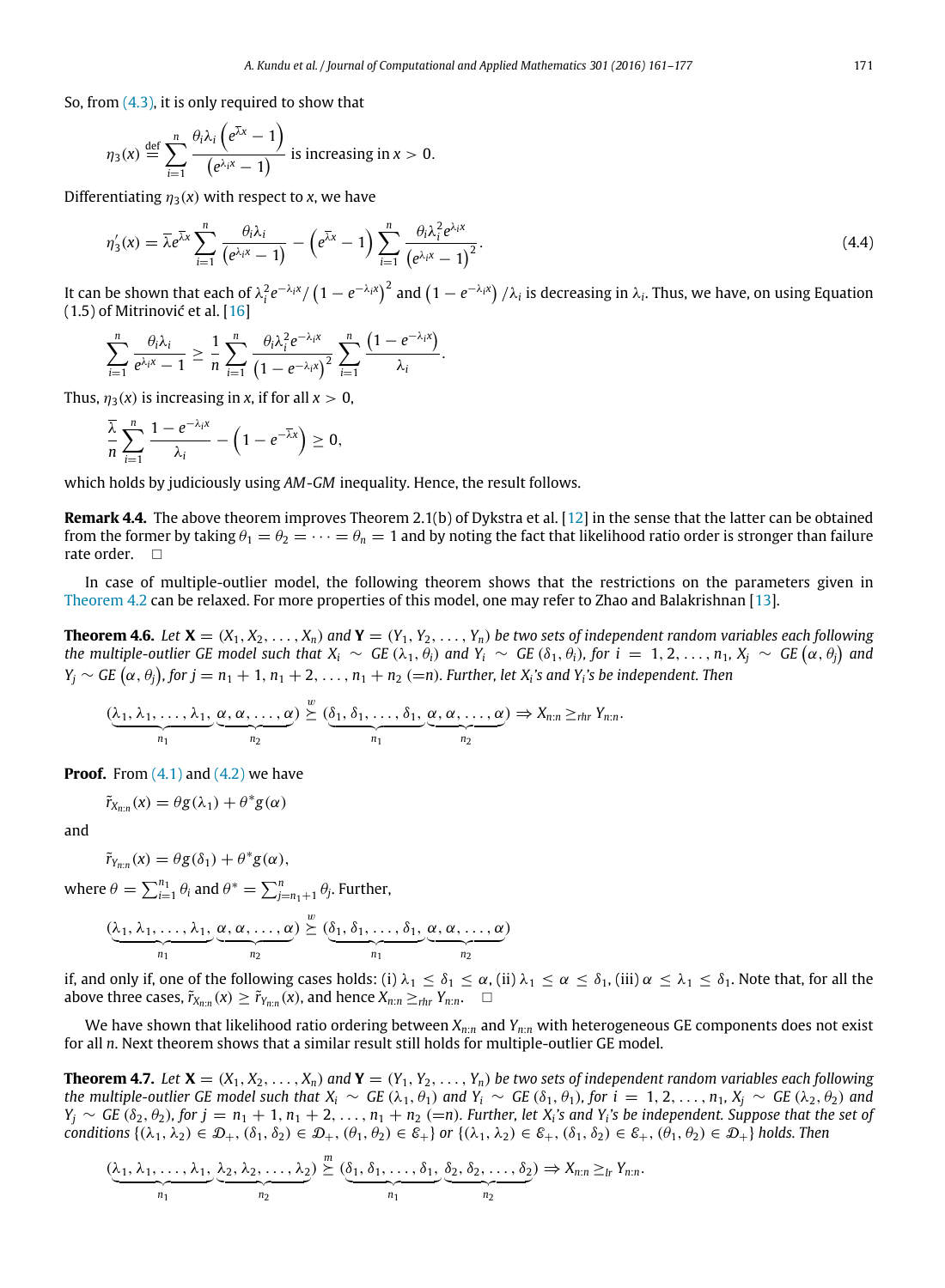So, from (4.3), it is only required to show that

$$\eta_3(x) \stackrel{\text{def}}{=} \sum_{i=1}^{n} \frac{\theta_i \lambda_i \left(e^{\bar{\lambda} x} - 1\right)}{\left(e^{\lambda_i x} - 1\right)} \text{ is increasing in } x > 0.$$

Differentiating $\eta_3(x)$ with respect to $x$, we have

$$\eta_3'(x) = \bar{\lambda} e^{\bar{\lambda} x} \sum_{i=1}^{n} \frac{\theta_i \lambda_i}{\left(e^{\lambda_i x} - 1\right)} - \left(e^{\bar{\lambda} x} - 1\right) \sum_{i=1}^{n} \frac{\theta_i \lambda_i^2 e^{\lambda_i x}}{\left(e^{\lambda_i x} - 1\right)^2}. \tag{4.4}$$

It can be shown that each of $\lambda_i^2 e^{-\lambda_i x} / \left(1 - e^{-\lambda_i x}\right)^2$ and $\left(1 - e^{-\lambda_i x}\right)/\lambda_i$ is decreasing in $\lambda_i$. Thus, we have, on using Equation (1.5) of Mitrinović et al. [16]

$$\sum_{i=1}^{n} \frac{\theta_i \lambda_i}{e^{\lambda_i x} - 1} \geq \frac{1}{n} \sum_{i=1}^{n} \frac{\theta_i \lambda_i^2 e^{-\lambda_i x}}{\left(1 - e^{-\lambda_i x}\right)^2} \sum_{i=1}^{n} \frac{\left(1 - e^{-\lambda_i x}\right)}{\lambda_i}.$$

Thus, $\eta_3(x)$ is increasing in $x$, if for all $x > 0$,

$$\frac{\bar{\lambda}}{n} \sum_{i=1}^{n} \frac{1 - e^{-\lambda_i x}}{\lambda_i} - \left(1 - e^{-\bar{\lambda} x}\right) \geq 0,$$

which holds by judiciously using *AM-GM* inequality. Hence, the result follows.

**Remark 4.4.** The above theorem improves Theorem 2.1(b) of Dykstra et al. [12] in the sense that the latter can be obtained from the former by taking $\theta_1 = \theta_2 = \cdots = \theta_n = 1$ and by noting the fact that likelihood ratio order is stronger than failure rate order. □

In case of multiple-outlier model, the following theorem shows that the restrictions on the parameters given in Theorem 4.2 can be relaxed. For more properties of this model, one may refer to Zhao and Balakrishnan [13].

**Theorem 4.6.** *Let $\mathbf{X} = (X_1, X_2, \ldots, X_n)$ and $\mathbf{Y} = (Y_1, Y_2, \ldots, Y_n)$ be two sets of independent random variables each following the multiple-outlier GE model such that $X_i \sim GE(\lambda_1, \theta_i)$ and $Y_i \sim GE(\delta_1, \theta_i)$, for $i = 1, 2, \ldots, n_1$, $X_j \sim GE(\alpha, \theta_j)$ and $Y_j \sim GE(\alpha, \theta_j)$, for $j = n_1 + 1, n_1 + 2, \ldots, n_1 + n_2$ $(=n)$. Further, let $X_i$'s and $Y_i$'s be independent. Then*

$$(\underbrace{\lambda_1, \lambda_1, \ldots, \lambda_1}_{n_1}, \underbrace{\alpha, \alpha, \ldots, \alpha}_{n_2}) \stackrel{w}{\succeq} (\underbrace{\delta_1, \delta_1, \ldots, \delta_1}_{n_1}, \underbrace{\alpha, \alpha, \ldots, \alpha}_{n_2}) \Rightarrow X_{n:n} \geq_{rhr} Y_{n:n}.$$

**Proof.** From (4.1) and (4.2) we have

$$\tilde{r}_{X_{n:n}}(x) = \theta g(\lambda_1) + \theta^* g(\alpha)$$

and

$$\tilde{r}_{Y_{n:n}}(x) = \theta g(\delta_1) + \theta^* g(\alpha),$$

where $\theta = \sum_{i=1}^{n_1} \theta_i$ and $\theta^* = \sum_{j=n_1+1}^{n} \theta_j$. Further,

$$(\underbrace{\lambda_1, \lambda_1, \ldots, \lambda_1}_{n_1}, \underbrace{\alpha, \alpha, \ldots, \alpha}_{n_2}) \stackrel{w}{\succeq} (\underbrace{\delta_1, \delta_1, \ldots, \delta_1}_{n_1}, \underbrace{\alpha, \alpha, \ldots, \alpha}_{n_2})$$

if, and only if, one of the following cases holds: (i) $\lambda_1 \leq \delta_1 \leq \alpha$, (ii) $\lambda_1 \leq \alpha \leq \delta_1$, (iii) $\alpha \leq \lambda_1 \leq \delta_1$. Note that, for all the above three cases, $\tilde{r}_{X_{n:n}}(x) \geq \tilde{r}_{Y_{n:n}}(x)$, and hence $X_{n:n} \geq_{rhr} Y_{n:n}$. □

We have shown that likelihood ratio ordering between $X_{n:n}$ and $Y_{n:n}$ with heterogeneous GE components does not exist for all $n$. Next theorem shows that a similar result still holds for multiple-outlier GE model.

**Theorem 4.7.** *Let $\mathbf{X} = (X_1, X_2, \ldots, X_n)$ and $\mathbf{Y} = (Y_1, Y_2, \ldots, Y_n)$ be two sets of independent random variables each following the multiple-outlier GE model such that $X_i \sim GE(\lambda_1, \theta_1)$ and $Y_i \sim GE(\delta_1, \theta_1)$, for $i = 1, 2, \ldots, n_1$, $X_j \sim GE(\lambda_2, \theta_2)$ and $Y_j \sim GE(\delta_2, \theta_2)$, for $j = n_1 + 1, n_1 + 2, \ldots, n_1 + n_2$ $(=n)$. Further, let $X_i$'s and $Y_i$'s be independent. Suppose that the set of conditions $\{(\lambda_1, \lambda_2) \in \mathcal{D}_+, (\delta_1, \delta_2) \in \mathcal{D}_+, (\theta_1, \theta_2) \in \mathcal{E}_+\}$ or $\{(\lambda_1, \lambda_2) \in \mathcal{E}_+, (\delta_1, \delta_2) \in \mathcal{E}_+, (\theta_1, \theta_2) \in \mathcal{D}_+\}$ holds. Then*

$$(\underbrace{\lambda_1, \lambda_1, \ldots, \lambda_1}_{n_1}, \underbrace{\lambda_2, \lambda_2, \ldots, \lambda_2}_{n_2}) \stackrel{m}{\succeq} (\underbrace{\delta_1, \delta_1, \ldots, \delta_1}_{n_1}, \underbrace{\delta_2, \delta_2, \ldots, \delta_2}_{n_2}) \Rightarrow X_{n:n} \geq_{lr} Y_{n:n}.$$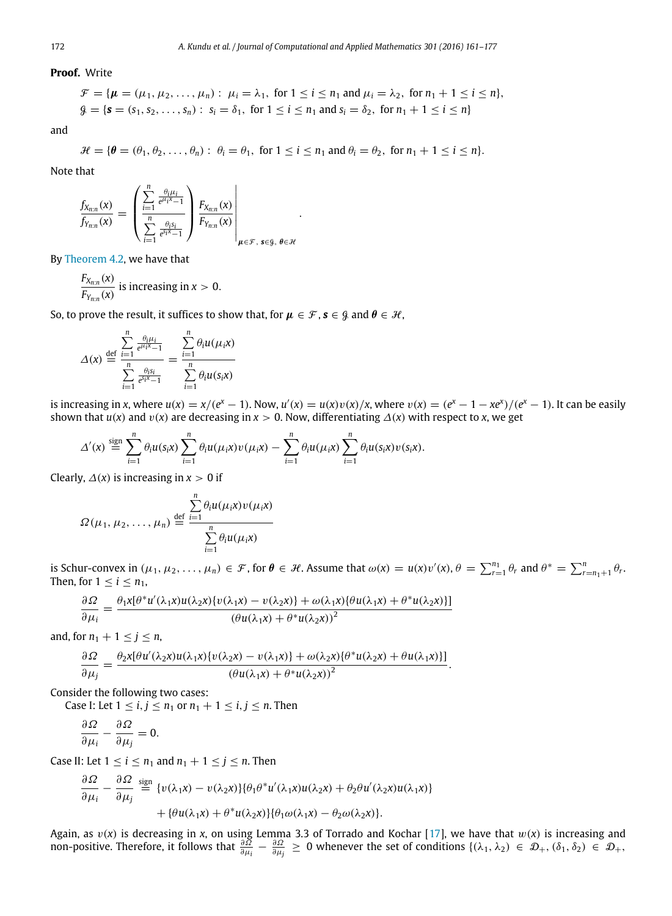**Proof.** Write

$$\mathcal{F} = \{\boldsymbol{\mu} = (\mu_1, \mu_2, \ldots, \mu_n) : \ \mu_i = \lambda_1, \text{ for } 1 \le i \le n_1 \text{ and } \mu_i = \lambda_2, \text{ for } n_1 + 1 \le i \le n\},$$

$$\mathcal{G} = \{\boldsymbol{s} = (s_1, s_2, \ldots, s_n) : \ s_i = \delta_1, \text{ for } 1 \le i \le n_1 \text{ and } s_i = \delta_2, \text{ for } n_1 + 1 \le i \le n\}$$

and

$$\mathcal{H} = \{\boldsymbol{\theta} = (\theta_1, \theta_2, \ldots, \theta_n) : \ \theta_i = \theta_1, \text{ for } 1 \le i \le n_1 \text{ and } \theta_i = \theta_2, \text{ for } n_1 + 1 \le i \le n\}.$$

Note that

$$\frac{f_{X_{n:n}}(x)}{f_{Y_{n:n}}(x)} = \left( \frac{\sum_{i=1}^{n} \frac{\theta_i \mu_i}{e^{\mu_i x} - 1}}{\sum_{i=1}^{n} \frac{\theta_i s_i}{e^{s_i x} - 1}} \right) \frac{F_{X_{n:n}}(x)}{F_{Y_{n:n}}(x)} \Bigg|_{\boldsymbol{\mu} \in \mathcal{F},\ \boldsymbol{s} \in \mathcal{G},\ \boldsymbol{\theta} \in \mathcal{H}}.$$

By Theorem 4.2, we have that

$$\frac{F_{X_{n:n}}(x)}{F_{Y_{n:n}}(x)} \text{ is increasing in } x > 0.$$

So, to prove the result, it suffices to show that, for $\boldsymbol{\mu} \in \mathcal{F}$, $\boldsymbol{s} \in \mathcal{G}$ and $\boldsymbol{\theta} \in \mathcal{H}$,

$$\Delta(x) \overset{\text{def}}{=} \frac{\sum_{i=1}^{n} \frac{\theta_i \mu_i}{e^{\mu_i x} - 1}}{\sum_{i=1}^{n} \frac{\theta_i s_i}{e^{s_i x} - 1}} = \frac{\sum_{i=1}^{n} \theta_i u(\mu_i x)}{\sum_{i=1}^{n} \theta_i u(s_i x)}$$

is increasing in $x$, where $u(x) = x/(e^x - 1)$. Now, $u'(x) = u(x)v(x)/x$, where $v(x) = (e^x - 1 - xe^x)/(e^x - 1)$. It can be easily shown that $u(x)$ and $v(x)$ are decreasing in $x > 0$. Now, differentiating $\Delta(x)$ with respect to $x$, we get

$$\Delta'(x) \overset{\text{sign}}{=} \sum_{i=1}^{n} \theta_i u(s_i x) \sum_{i=1}^{n} \theta_i u(\mu_i x) v(\mu_i x) - \sum_{i=1}^{n} \theta_i u(\mu_i x) \sum_{i=1}^{n} \theta_i u(s_i x) v(s_i x).$$

Clearly, $\Delta(x)$ is increasing in $x > 0$ if

$$\Omega(\mu_1, \mu_2, \ldots, \mu_n) \overset{\text{def}}{=} \frac{\sum_{i=1}^{n} \theta_i u(\mu_i x) v(\mu_i x)}{\sum_{i=1}^{n} \theta_i u(\mu_i x)}$$

is Schur-convex in $(\mu_1, \mu_2, \ldots, \mu_n) \in \mathcal{F}$, for $\boldsymbol{\theta} \in \mathcal{H}$. Assume that $\omega(x) = u(x)v'(x)$, $\theta = \sum_{r=1}^{n_1} \theta_r$ and $\theta^* = \sum_{r=n_1+1}^{n} \theta_r$. Then, for $1 \le i \le n_1$,

$$\frac{\partial \Omega}{\partial \mu_i} = \frac{\theta_1 x[\theta^* u'(\lambda_1 x) u(\lambda_2 x)\{v(\lambda_1 x) - v(\lambda_2 x)\} + \omega(\lambda_1 x)\{\theta u(\lambda_1 x) + \theta^* u(\lambda_2 x)\}]}{(\theta u(\lambda_1 x) + \theta^* u(\lambda_2 x))^2}$$

and, for $n_1 + 1 \le j \le n$,

$$\frac{\partial \Omega}{\partial \mu_j} = \frac{\theta_2 x[\theta u'(\lambda_2 x) u(\lambda_1 x)\{v(\lambda_2 x) - v(\lambda_1 x)\} + \omega(\lambda_2 x)\{\theta^* u(\lambda_2 x) + \theta u(\lambda_1 x)\}]}{(\theta u(\lambda_1 x) + \theta^* u(\lambda_2 x))^2}.$$

Consider the following two cases:

Case I: Let $1 \le i, j \le n_1$ or $n_1 + 1 \le i, j \le n$. Then

$$\frac{\partial \Omega}{\partial \mu_i} - \frac{\partial \Omega}{\partial \mu_j} = 0.$$

Case II: Let $1 \le i \le n_1$ and $n_1 + 1 \le j \le n$. Then

$$\frac{\partial \Omega}{\partial \mu_i} - \frac{\partial \Omega}{\partial \mu_j} \overset{\text{sign}}{=} \{v(\lambda_1 x) - v(\lambda_2 x)\}\{\theta_1 \theta^* u'(\lambda_1 x) u(\lambda_2 x) + \theta_2 \theta u'(\lambda_2 x) u(\lambda_1 x)\}$$
$$+ \{\theta u(\lambda_1 x) + \theta^* u(\lambda_2 x)\}\{\theta_1 \omega(\lambda_1 x) - \theta_2 \omega(\lambda_2 x)\}.$$

Again, as $v(x)$ is decreasing in $x$, on using Lemma 3.3 of Torrado and Kochar [17], we have that $w(x)$ is increasing and non-positive. Therefore, it follows that $\frac{\partial \Omega}{\partial \mu_i} - \frac{\partial \Omega}{\partial \mu_j} \ge 0$ whenever the set of conditions $\{(\lambda_1, \lambda_2) \in \mathcal{D}_+, (\delta_1, \delta_2) \in \mathcal{D}_+,$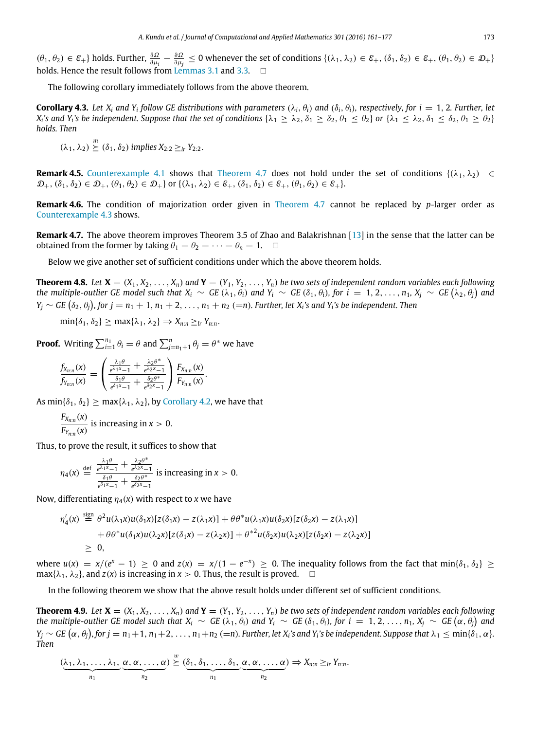$(\theta_1, \theta_2) \in \mathcal{E}_+\}$ holds. Further, $\frac{\partial \Omega}{\partial \mu_i} - \frac{\partial \Omega}{\partial \mu_j} \leq 0$ whenever the set of conditions $\{(\lambda_1, \lambda_2) \in \mathcal{E}_+, (\delta_1, \delta_2) \in \mathcal{E}_+, (\theta_1, \theta_2) \in \mathcal{D}_+\}$ holds. Hence the result follows from Lemmas 3.1 and 3.3. $\square$

The following corollary immediately follows from the above theorem.

**Corollary 4.3.** *Let $X_i$ and $Y_i$ follow GE distributions with parameters $(\lambda_i, \theta_i)$ and $(\delta_i, \theta_i)$, respectively, for $i = 1, 2$. Further, let $X_i$'s and $Y_i$'s be independent. Suppose that the set of conditions $\{\lambda_1 \geq \lambda_2, \delta_1 \geq \delta_2, \theta_1 \leq \theta_2\}$ or $\{\lambda_1 \leq \lambda_2, \delta_1 \leq \delta_2, \theta_1 \geq \theta_2\}$ holds. Then*

$$(\lambda_1, \lambda_2) \overset{m}{\succeq} (\delta_1, \delta_2) \text{ implies } X_{2:2} \geq_{lr} Y_{2:2}.$$

**Remark 4.5.** Counterexample 4.1 shows that Theorem 4.7 does not hold under the set of conditions $\{(\lambda_1, \lambda_2) \in \mathcal{D}_+, (\delta_1, \delta_2) \in \mathcal{D}_+, (\theta_1, \theta_2) \in \mathcal{D}_+\}$ or $\{(\lambda_1, \lambda_2) \in \mathcal{E}_+, (\delta_1, \delta_2) \in \mathcal{E}_+, (\theta_1, \theta_2) \in \mathcal{E}_+\}$.

**Remark 4.6.** The condition of majorization order given in Theorem 4.7 cannot be replaced by $p$-larger order as Counterexample 4.3 shows.

**Remark 4.7.** The above theorem improves Theorem 3.5 of Zhao and Balakrishnan [13] in the sense that the latter can be obtained from the former by taking $\theta_1 = \theta_2 = \cdots = \theta_n = 1$. $\square$

Below we give another set of sufficient conditions under which the above theorem holds.

**Theorem 4.8.** *Let $\mathbf{X} = (X_1, X_2, \ldots, X_n)$ and $\mathbf{Y} = (Y_1, Y_2, \ldots, Y_n)$ be two sets of independent random variables each following the multiple-outlier GE model such that $X_i \sim GE(\lambda_1, \theta_i)$ and $Y_i \sim GE(\delta_1, \theta_i)$, for $i = 1, 2, \ldots, n_1$, $X_j \sim GE(\lambda_2, \theta_j)$ and $Y_j \sim GE(\delta_2, \theta_j)$, for $j = n_1 + 1, n_1 + 2, \ldots, n_1 + n_2$ $(= n)$. Further, let $X_i$'s and $Y_i$'s be independent. Then*

$$\min\{\delta_1, \delta_2\} \geq \max\{\lambda_1, \lambda_2\} \Rightarrow X_{n:n} \geq_{lr} Y_{n:n}.$$

**Proof.** Writing $\sum_{i=1}^{n_1} \theta_i = \theta$ and $\sum_{j=n_1+1}^{n} \theta_j = \theta^*$ we have

$$\frac{f_{X_{n:n}}(x)}{f_{Y_{n:n}}(x)} = \left( \frac{\frac{\lambda_1 \theta}{e^{\lambda_1 x} - 1} + \frac{\lambda_2 \theta^*}{e^{\lambda_2 x} - 1}}{\frac{\delta_1 \theta}{e^{\delta_1 x} - 1} + \frac{\delta_2 \theta^*}{e^{\delta_2 x} - 1}} \right) \frac{F_{X_{n:n}}(x)}{F_{Y_{n:n}}(x)}.$$

As $\min\{\delta_1, \delta_2\} \geq \max\{\lambda_1, \lambda_2\}$, by Corollary 4.2, we have that

$$\frac{F_{X_{n:n}}(x)}{F_{Y_{n:n}}(x)} \text{ is increasing in } x > 0.$$

Thus, to prove the result, it suffices to show that

$$\eta_4(x) \overset{\text{def}}{=} \frac{\frac{\lambda_1 \theta}{e^{\lambda_1 x} - 1} + \frac{\lambda_2 \theta^*}{e^{\lambda_2 x} - 1}}{\frac{\delta_1 \theta}{e^{\delta_1 x} - 1} + \frac{\delta_2 \theta^*}{e^{\delta_2 x} - 1}} \text{ is increasing in } x > 0.$$

Now, differentiating $\eta_4(x)$ with respect to $x$ we have

$$\begin{aligned}
\eta_4'(x) &\overset{\text{sign}}{=} \theta^2 u(\lambda_1 x) u(\delta_1 x)[z(\delta_1 x) - z(\lambda_1 x)] + \theta\theta^* u(\lambda_1 x) u(\delta_2 x)[z(\delta_2 x) - z(\lambda_1 x)] \\
&\quad + \theta\theta^* u(\delta_1 x) u(\lambda_2 x)[z(\delta_1 x) - z(\lambda_2 x)] + \theta^{*2} u(\delta_2 x) u(\lambda_2 x)[z(\delta_2 x) - z(\lambda_2 x)] \\
&\geq 0,
\end{aligned}$$

where $u(x) = x/(e^x - 1) \geq 0$ and $z(x) = x/(1 - e^{-x}) \geq 0$. The inequality follows from the fact that $\min\{\delta_1, \delta_2\} \geq \max\{\lambda_1, \lambda_2\}$, and $z(x)$ is increasing in $x > 0$. Thus, the result is proved. $\square$

In the following theorem we show that the above result holds under different set of sufficient conditions.

**Theorem 4.9.** *Let $\mathbf{X} = (X_1, X_2, \ldots, X_n)$ and $\mathbf{Y} = (Y_1, Y_2, \ldots, Y_n)$ be two sets of independent random variables each following the multiple-outlier GE model such that $X_i \sim GE(\lambda_1, \theta_i)$ and $Y_i \sim GE(\delta_1, \theta_i)$, for $i = 1, 2, \ldots, n_1$, $X_j \sim GE(\alpha, \theta_j)$ and $Y_j \sim GE(\alpha, \theta_j)$, for $j = n_1 + 1, n_1 + 2, \ldots, n_1 + n_2$ $(= n)$. Further, let $X_i$'s and $Y_i$'s be independent. Suppose that $\lambda_1 \leq \min\{\delta_1, \alpha\}$. Then*

$$(\underbrace{\lambda_1, \lambda_1, \ldots, \lambda_1}_{n_1}, \underbrace{\alpha, \alpha, \ldots, \alpha}_{n_2}) \overset{w}{\succeq} (\underbrace{\delta_1, \delta_1, \ldots, \delta_1}_{n_1}, \underbrace{\alpha, \alpha, \ldots, \alpha}_{n_2}) \Rightarrow X_{n:n} \geq_{lr} Y_{n:n}.$$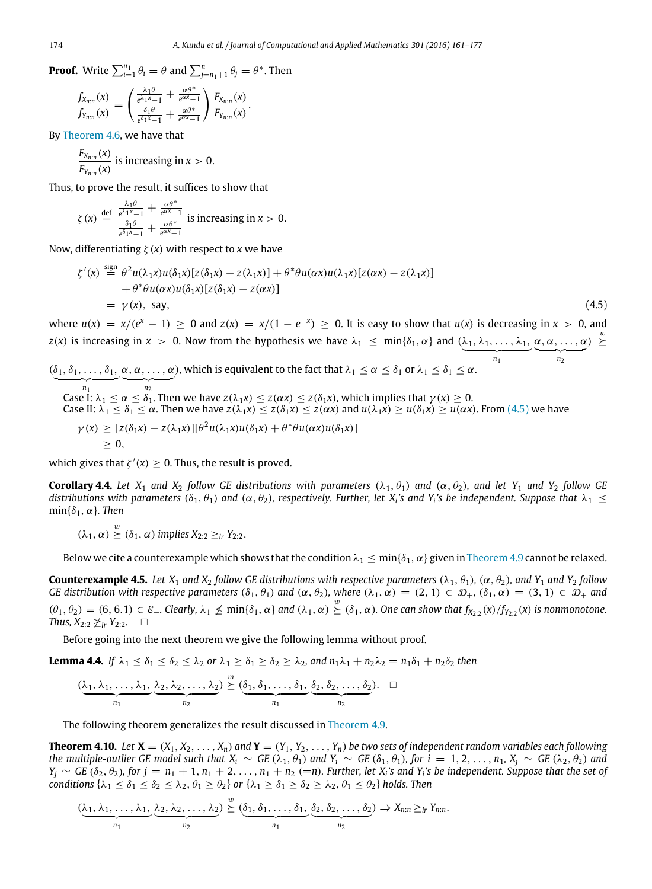**Proof.** Write $\sum_{i=1}^{n_1} \theta_i = \theta$ and $\sum_{j=n_1+1}^{n} \theta_j = \theta^*$. Then

$$\frac{f_{X_{n:n}}(x)}{f_{Y_{n:n}}(x)} = \left( \frac{\frac{\lambda_1 \theta}{e^{\lambda_1 x}-1} + \frac{\alpha \theta^*}{e^{\alpha x}-1}}{\frac{\delta_1 \theta}{e^{\delta_1 x}-1} + \frac{\alpha \theta^*}{e^{\alpha x}-1}} \right) \frac{F_{X_{n:n}}(x)}{F_{Y_{n:n}}(x)}.$$

By Theorem 4.6, we have that

$$\frac{F_{X_{n:n}}(x)}{F_{Y_{n:n}}(x)} \text{ is increasing in } x > 0.$$

Thus, to prove the result, it suffices to show that

$$\zeta(x) \overset{\text{def}}{=} \frac{\frac{\lambda_1 \theta}{e^{\lambda_1 x}-1} + \frac{\alpha \theta^*}{e^{\alpha x}-1}}{\frac{\delta_1 \theta}{e^{\delta_1 x}-1} + \frac{\alpha \theta^*}{e^{\alpha x}-1}} \text{ is increasing in } x > 0.$$

Now, differentiating $\zeta(x)$ with respect to $x$ we have

$$\begin{aligned}
\zeta'(x) &\overset{\text{sign}}{=} \theta^2 u(\lambda_1 x) u(\delta_1 x)[z(\delta_1 x) - z(\lambda_1 x)] + \theta^* \theta u(\alpha x) u(\lambda_1 x)[z(\alpha x) - z(\lambda_1 x)] \\
&\quad + \theta^* \theta u(\alpha x) u(\delta_1 x)[z(\delta_1 x) - z(\alpha x)] \\
&= \gamma(x), \text{ say,}
\end{aligned} \tag{4.5}$$

where $u(x) = x/(e^x - 1) \geq 0$ and $z(x) = x/(1 - e^{-x}) \geq 0$. It is easy to show that $u(x)$ is decreasing in $x > 0$, and $z(x)$ is increasing in $x > 0$. Now from the hypothesis we have $\lambda_1 \leq \min\{\delta_1, \alpha\}$ and $(\underbrace{\lambda_1, \lambda_1, \ldots, \lambda_1}_{n_1}, \underbrace{\alpha, \alpha, \ldots, \alpha}_{n_2}) \overset{w}{\succeq} (\underbrace{\delta_1, \delta_1, \ldots, \delta_1}_{n_1}, \underbrace{\alpha, \alpha, \ldots, \alpha}_{n_2})$, which is equivalent to the fact that $\lambda_1 \leq \alpha \leq \delta_1$ or $\lambda_1 \leq \delta_1 \leq \alpha$.

Case I: $\lambda_1 \leq \alpha \leq \delta_1$. Then we have $z(\lambda_1 x) \leq z(\alpha x) \leq z(\delta_1 x)$, which implies that $\gamma(x) \geq 0$.
Case II: $\lambda_1 \leq \delta_1 \leq \alpha$. Then we have $z(\lambda_1 x) \leq z(\delta_1 x) \leq z(\alpha x)$ and $u(\lambda_1 x) \geq u(\delta_1 x) \geq u(\alpha x)$. From (4.5) we have

$$\begin{aligned}
\gamma(x) &\geq [z(\delta_1 x) - z(\lambda_1 x)][\theta^2 u(\lambda_1 x) u(\delta_1 x) + \theta^* \theta u(\alpha x) u(\delta_1 x)] \\
&\geq 0,
\end{aligned}$$

which gives that $\zeta'(x) \geq 0$. Thus, the result is proved.

**Corollary 4.4.** *Let $X_1$ and $X_2$ follow GE distributions with parameters $(\lambda_1, \theta_1)$ and $(\alpha, \theta_2)$, and let $Y_1$ and $Y_2$ follow GE distributions with parameters $(\delta_1, \theta_1)$ and $(\alpha, \theta_2)$, respectively. Further, let $X_i$'s and $Y_i$'s be independent. Suppose that $\lambda_1 \leq \min\{\delta_1, \alpha\}$. Then*

$$(\lambda_1, \alpha) \overset{w}{\succeq} (\delta_1, \alpha) \text{ implies } X_{2:2} \geq_{lr} Y_{2:2}.$$

Below we cite a counterexample which shows that the condition $\lambda_1 \leq \min\{\delta_1, \alpha\}$ given in Theorem 4.9 cannot be relaxed.

**Counterexample 4.5.** *Let $X_1$ and $X_2$ follow GE distributions with respective parameters $(\lambda_1, \theta_1)$, $(\alpha, \theta_2)$, and $Y_1$ and $Y_2$ follow GE distribution with respective parameters $(\delta_1, \theta_1)$ and $(\alpha, \theta_2)$, where $(\lambda_1, \alpha) = (2, 1) \in \mathcal{D}_+$, $(\delta_1, \alpha) = (3, 1) \in \mathcal{D}_+$ and $(\theta_1, \theta_2) = (6, 6.1) \in \mathcal{E}_+$. Clearly, $\lambda_1 \nleq \min\{\delta_1, \alpha\}$ and $(\lambda_1, \alpha) \overset{w}{\succeq} (\delta_1, \alpha)$. One can show that $f_{X_{2:2}}(x)/f_{Y_{2:2}}(x)$ is nonmonotone. Thus, $X_{2:2} \ngeq_{lr} Y_{2:2}$.* $\square$

Before going into the next theorem we give the following lemma without proof.

**Lemma 4.4.** *If $\lambda_1 \leq \delta_1 \leq \delta_2 \leq \lambda_2$ or $\lambda_1 \geq \delta_1 \geq \delta_2 \geq \lambda_2$, and $n_1\lambda_1 + n_2\lambda_2 = n_1\delta_1 + n_2\delta_2$ then*

$$(\underbrace{\lambda_1, \lambda_1, \ldots, \lambda_1}_{n_1}, \underbrace{\lambda_2, \lambda_2, \ldots, \lambda_2}_{n_2}) \overset{m}{\succeq} (\underbrace{\delta_1, \delta_1, \ldots, \delta_1}_{n_1}, \underbrace{\delta_2, \delta_2, \ldots, \delta_2}_{n_2}). \quad \square$$

The following theorem generalizes the result discussed in Theorem 4.9.

**Theorem 4.10.** *Let $\mathbf{X} = (X_1, X_2, \ldots, X_n)$ and $\mathbf{Y} = (Y_1, Y_2, \ldots, Y_n)$ be two sets of independent random variables each following the multiple-outlier GE model such that $X_i \sim GE(\lambda_1, \theta_1)$ and $Y_i \sim GE(\delta_1, \theta_1)$, for $i = 1, 2, \ldots, n_1$, $X_j \sim GE(\lambda_2, \theta_2)$ and $Y_j \sim GE(\delta_2, \theta_2)$, for $j = n_1 + 1, n_1 + 2, \ldots, n_1 + n_2$ $(=n)$. Further, let $X_i$'s and $Y_i$'s be independent. Suppose that the set of conditions $\{\lambda_1 \leq \delta_1 \leq \delta_2 \leq \lambda_2, \theta_1 \geq \theta_2\}$ or $\{\lambda_1 \geq \delta_1 \geq \delta_2 \geq \lambda_2, \theta_1 \leq \theta_2\}$ holds. Then*

$$(\underbrace{\lambda_1, \lambda_1, \ldots, \lambda_1}_{n_1}, \underbrace{\lambda_2, \lambda_2, \ldots, \lambda_2}_{n_2}) \overset{w}{\succeq} (\underbrace{\delta_1, \delta_1, \ldots, \delta_1}_{n_1}, \underbrace{\delta_2, \delta_2, \ldots, \delta_2}_{n_2}) \Rightarrow X_{n:n} \geq_{lr} Y_{n:n}.$$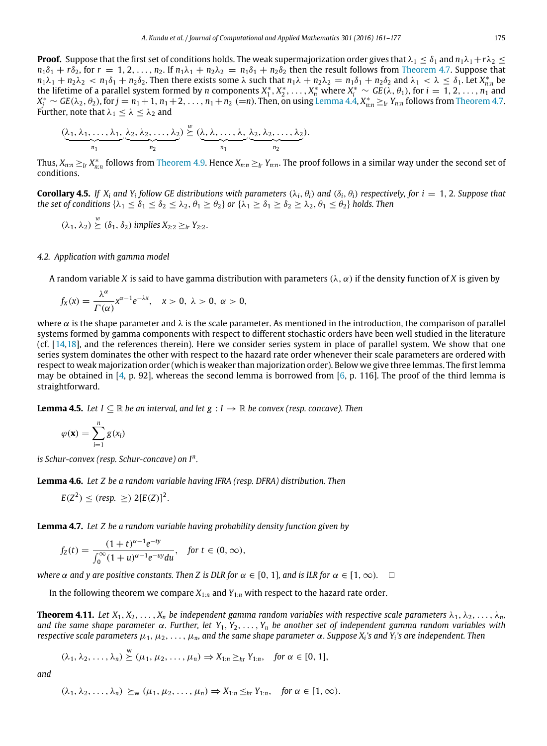**Proof.** Suppose that the first set of conditions holds. The weak supermajorization order gives that $\lambda_1 \le \delta_1$ and $n_1\lambda_1 + r\lambda_2 \le n_1\delta_1 + r\delta_2$, for $r = 1, 2, \ldots, n_2$. If $n_1\lambda_1 + n_2\lambda_2 = n_1\delta_1 + n_2\delta_2$ then the result follows from Theorem 4.7. Suppose that $n_1\lambda_1 + n_2\lambda_2 < n_1\delta_1 + n_2\delta_2$. Then there exists some $\lambda$ such that $n_1\lambda + n_2\lambda_2 = n_1\delta_1 + n_2\delta_2$ and $\lambda_1 < \lambda \le \delta_1$. Let $X^*_{n:n}$ be the lifetime of a parallel system formed by $n$ components $X^*_1, X^*_2, \ldots, X^*_n$ where $X^*_i \sim GE(\lambda, \theta_1)$, for $i = 1, 2, \ldots, n_1$ and $X^*_j \sim GE(\lambda_2, \theta_2)$, for $j = n_1+1, n_1+2, \ldots, n_1+n_2$ $(=n)$. Then, on using Lemma 4.4, $X^*_{n:n} \ge_{lr} Y_{n:n}$ follows from Theorem 4.7. Further, note that $\lambda_1 \le \lambda \le \lambda_2$ and

$$(\underbrace{\lambda_1, \lambda_1, \ldots, \lambda_1}_{n_1}, \underbrace{\lambda_2, \lambda_2, \ldots, \lambda_2}_{n_2}) \overset{w}{\succeq} (\underbrace{\lambda, \lambda, \ldots, \lambda}_{n_1}, \underbrace{\lambda_2, \lambda_2, \ldots, \lambda_2}_{n_2}).$$

Thus, $X_{n:n} \ge_{lr} X^*_{n:n}$ follows from Theorem 4.9. Hence $X_{n:n} \ge_{lr} Y_{n:n}$. The proof follows in a similar way under the second set of conditions.

**Corollary 4.5.** *If $X_i$ and $Y_i$ follow GE distributions with parameters $(\lambda_i, \theta_i)$ and $(\delta_i, \theta_i)$ respectively, for $i = 1, 2$. Suppose that the set of conditions $\{\lambda_1 \le \delta_1 \le \delta_2 \le \lambda_2, \theta_1 \ge \theta_2\}$ or $\{\lambda_1 \ge \delta_1 \ge \delta_2 \ge \lambda_2, \theta_1 \le \theta_2\}$ holds. Then*

$$(\lambda_1, \lambda_2) \overset{w}{\succeq} (\delta_1, \delta_2) \text{ implies } X_{2:2} \ge_{lr} Y_{2:2}.$$

### 4.2. Application with gamma model

A random variable $X$ is said to have gamma distribution with parameters $(\lambda, \alpha)$ if the density function of $X$ is given by

$$f_X(x) = \frac{\lambda^\alpha}{\Gamma(\alpha)} x^{\alpha-1} e^{-\lambda x}, \quad x > 0,\ \lambda > 0,\ \alpha > 0,$$

where $\alpha$ is the shape parameter and $\lambda$ is the scale parameter. As mentioned in the introduction, the comparison of parallel systems formed by gamma components with respect to different stochastic orders have been well studied in the literature (cf. [14,18], and the references therein). Here we consider series system in place of parallel system. We show that one series system dominates the other with respect to the hazard rate order whenever their scale parameters are ordered with respect to weak majorization order (which is weaker than majorization order). Below we give three lemmas. The first lemma may be obtained in [4, p. 92], whereas the second lemma is borrowed from [6, p. 116]. The proof of the third lemma is straightforward.

**Lemma 4.5.** *Let $I \subseteq \mathbb{R}$ be an interval, and let $g : I \to \mathbb{R}$ be convex (resp. concave). Then*

$$\varphi(\mathbf{x}) = \sum_{i=1}^{n} g(x_i)$$

*is Schur-convex (resp. Schur-concave) on $I^n$.*

**Lemma 4.6.** *Let $Z$ be a random variable having IFRA (resp. DFRA) distribution. Then*

$$E(Z^2) \le (\text{resp. } \ge)\ 2[E(Z)]^2.$$

**Lemma 4.7.** *Let $Z$ be a random variable having probability density function given by*

$$f_Z(t) = \frac{(1+t)^{\alpha-1} e^{-ty}}{\int_0^\infty (1+u)^{\alpha-1} e^{-uy} du}, \quad \text{for } t \in (0, \infty),$$

*where $\alpha$ and $y$ are positive constants. Then $Z$ is DLR for $\alpha \in [0, 1]$, and is ILR for $\alpha \in [1, \infty)$.* $\square$

In the following theorem we compare $X_{1:n}$ and $Y_{1:n}$ with respect to the hazard rate order.

**Theorem 4.11.** *Let $X_1, X_2, \ldots, X_n$ be independent gamma random variables with respective scale parameters $\lambda_1, \lambda_2, \ldots, \lambda_n$, and the same shape parameter $\alpha$. Further, let $Y_1, Y_2, \ldots, Y_n$ be another set of independent gamma random variables with respective scale parameters $\mu_1, \mu_2, \ldots, \mu_n$, and the same shape parameter $\alpha$. Suppose $X_i$'s and $Y_i$'s are independent. Then*

$$(\lambda_1, \lambda_2, \ldots, \lambda_n) \overset{w}{\succeq} (\mu_1, \mu_2, \ldots, \mu_n) \Rightarrow X_{1:n} \ge_{hr} Y_{1:n}, \quad \text{for } \alpha \in [0, 1],$$

*and*

$$(\lambda_1, \lambda_2, \ldots, \lambda_n) \succeq_{w} (\mu_1, \mu_2, \ldots, \mu_n) \Rightarrow X_{1:n} \le_{hr} Y_{1:n}, \quad \text{for } \alpha \in [1, \infty).$$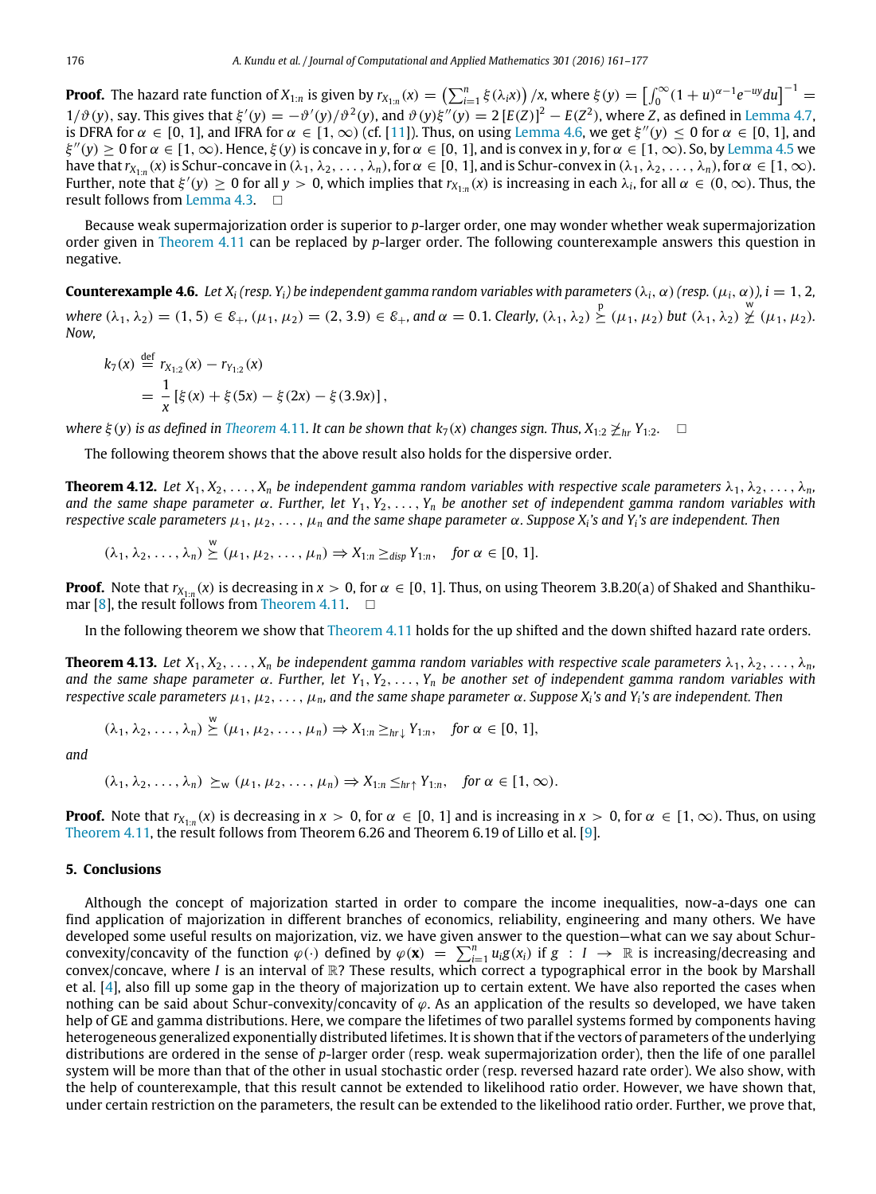**Proof.** The hazard rate function of $X_{1:n}$ is given by $r_{X_{1:n}}(x) = \left(\sum_{i=1}^{n} \xi(\lambda_i x)\right)/x$, where $\xi(y) = \left[\int_0^\infty (1+u)^{\alpha-1} e^{-uy} du\right]^{-1} = 1/\vartheta(y)$, say. This gives that $\xi'(y) = -\vartheta'(y)/\vartheta^2(y)$, and $\vartheta(y)\xi''(y) = 2\left[E(Z)\right]^2 - E(Z^2)$, where $Z$, as defined in Lemma 4.7, is DFRA for $\alpha \in [0, 1]$, and IFRA for $\alpha \in [1, \infty)$ (cf. [11]). Thus, on using Lemma 4.6, we get $\xi''(y) \le 0$ for $\alpha \in [0, 1]$, and $\xi''(y) \ge 0$ for $\alpha \in [1, \infty)$. Hence, $\xi(y)$ is concave in $y$, for $\alpha \in [0, 1]$, and is convex in $y$, for $\alpha \in [1, \infty)$. So, by Lemma 4.5 we have that $r_{X_{1:n}}(x)$ is Schur-concave in $(\lambda_1, \lambda_2, \ldots, \lambda_n)$, for $\alpha \in [0, 1]$, and is Schur-convex in $(\lambda_1, \lambda_2, \ldots, \lambda_n)$, for $\alpha \in [1, \infty)$. Further, note that $\xi'(y) \ge 0$ for all $y > 0$, which implies that $r_{X_{1:n}}(x)$ is increasing in each $\lambda_i$, for all $\alpha \in (0, \infty)$. Thus, the result follows from Lemma 4.3. $\square$

Because weak supermajorization order is superior to $p$-larger order, one may wonder whether weak supermajorization order given in Theorem 4.11 can be replaced by $p$-larger order. The following counterexample answers this question in negative.

**Counterexample 4.6.** *Let $X_i$ (resp. $Y_i$) be independent gamma random variables with parameters $(\lambda_i, \alpha)$ (resp. $(\mu_i, \alpha)$), $i = 1, 2$, where $(\lambda_1, \lambda_2) = (1, 5) \in \mathcal{E}_+$, $(\mu_1, \mu_2) = (2, 3.9) \in \mathcal{E}_+$, and $\alpha = 0.1$. Clearly, $(\lambda_1, \lambda_2) \overset{\text{p}}{\succeq} (\mu_1, \mu_2)$ but $(\lambda_1, \lambda_2) \overset{\text{w}}{\not\succeq} (\mu_1, \mu_2)$. Now,*

$$
\begin{aligned}
k_7(x) &\overset{\text{def}}{=} r_{X_{1:2}}(x) - r_{Y_{1:2}}(x) \\
&= \frac{1}{x}\left[\xi(x) + \xi(5x) - \xi(2x) - \xi(3.9x)\right],
\end{aligned}
$$

*where $\xi(y)$ is as defined in Theorem 4.11. It can be shown that $k_7(x)$ changes sign. Thus, $X_{1:2} \ngeq_{hr} Y_{1:2}$.* $\square$

The following theorem shows that the above result also holds for the dispersive order.

**Theorem 4.12.** *Let $X_1, X_2, \ldots, X_n$ be independent gamma random variables with respective scale parameters $\lambda_1, \lambda_2, \ldots, \lambda_n$, and the same shape parameter $\alpha$. Further, let $Y_1, Y_2, \ldots, Y_n$ be another set of independent gamma random variables with respective scale parameters $\mu_1, \mu_2, \ldots, \mu_n$ and the same shape parameter $\alpha$. Suppose $X_i$'s and $Y_i$'s are independent. Then*

$$
(\lambda_1, \lambda_2, \ldots, \lambda_n) \overset{\text{w}}{\succeq} (\mu_1, \mu_2, \ldots, \mu_n) \Rightarrow X_{1:n} \ge_{disp} Y_{1:n}, \quad \textit{for } \alpha \in [0, 1].
$$

**Proof.** Note that $r_{X_{1:n}}(x)$ is decreasing in $x > 0$, for $\alpha \in [0, 1]$. Thus, on using Theorem 3.B.20(a) of Shaked and Shanthikumar [8], the result follows from Theorem 4.11. $\square$

In the following theorem we show that Theorem 4.11 holds for the up shifted and the down shifted hazard rate orders.

**Theorem 4.13.** *Let $X_1, X_2, \ldots, X_n$ be independent gamma random variables with respective scale parameters $\lambda_1, \lambda_2, \ldots, \lambda_n$, and the same shape parameter $\alpha$. Further, let $Y_1, Y_2, \ldots, Y_n$ be another set of independent gamma random variables with respective scale parameters $\mu_1, \mu_2, \ldots, \mu_n$, and the same shape parameter $\alpha$. Suppose $X_i$'s and $Y_i$'s are independent. Then*

$$
(\lambda_1, \lambda_2, \ldots, \lambda_n) \overset{\text{w}}{\succeq} (\mu_1, \mu_2, \ldots, \mu_n) \Rightarrow X_{1:n} \ge_{hr\downarrow} Y_{1:n}, \quad \textit{for } \alpha \in [0, 1],
$$

*and*

$$
(\lambda_1, \lambda_2, \ldots, \lambda_n) \succeq_{\text{w}} (\mu_1, \mu_2, \ldots, \mu_n) \Rightarrow X_{1:n} \le_{hr\uparrow} Y_{1:n}, \quad \textit{for } \alpha \in [1, \infty).
$$

**Proof.** Note that $r_{X_{1:n}}(x)$ is decreasing in $x > 0$, for $\alpha \in [0, 1]$ and is increasing in $x > 0$, for $\alpha \in [1, \infty)$. Thus, on using Theorem 4.11, the result follows from Theorem 6.26 and Theorem 6.19 of Lillo et al. [9]. $\square$

## 5. Conclusions

Although the concept of majorization started in order to compare the income inequalities, now-a-days one can find application of majorization in different branches of economics, reliability, engineering and many others. We have developed some useful results on majorization, viz. we have given answer to the question—what can we say about Schur-convexity/concavity of the function $\varphi(\cdot)$ defined by $\varphi(\mathbf{x}) = \sum_{i=1}^{n} u_i g(x_i)$ if $g : I \to \mathbb{R}$ is increasing/decreasing and convex/concave, where $I$ is an interval of $\mathbb{R}$? These results, which correct a typographical error in the book by Marshall et al. [4], also fill up some gap in the theory of majorization up to certain extent. We have also reported the cases when nothing can be said about Schur-convexity/concavity of $\varphi$. As an application of the results so developed, we have taken help of GE and gamma distributions. Here, we compare the lifetimes of two parallel systems formed by components having heterogeneous generalized exponentially distributed lifetimes. It is shown that if the vectors of parameters of the underlying distributions are ordered in the sense of $p$-larger order (resp. weak supermajorization order), then the life of one parallel system will be more than that of the other in usual stochastic order (resp. reversed hazard rate order). We also show, with the help of counterexample, that this result cannot be extended to likelihood ratio order. However, we have shown that, under certain restriction on the parameters, the result can be extended to the likelihood ratio order. Further, we prove that,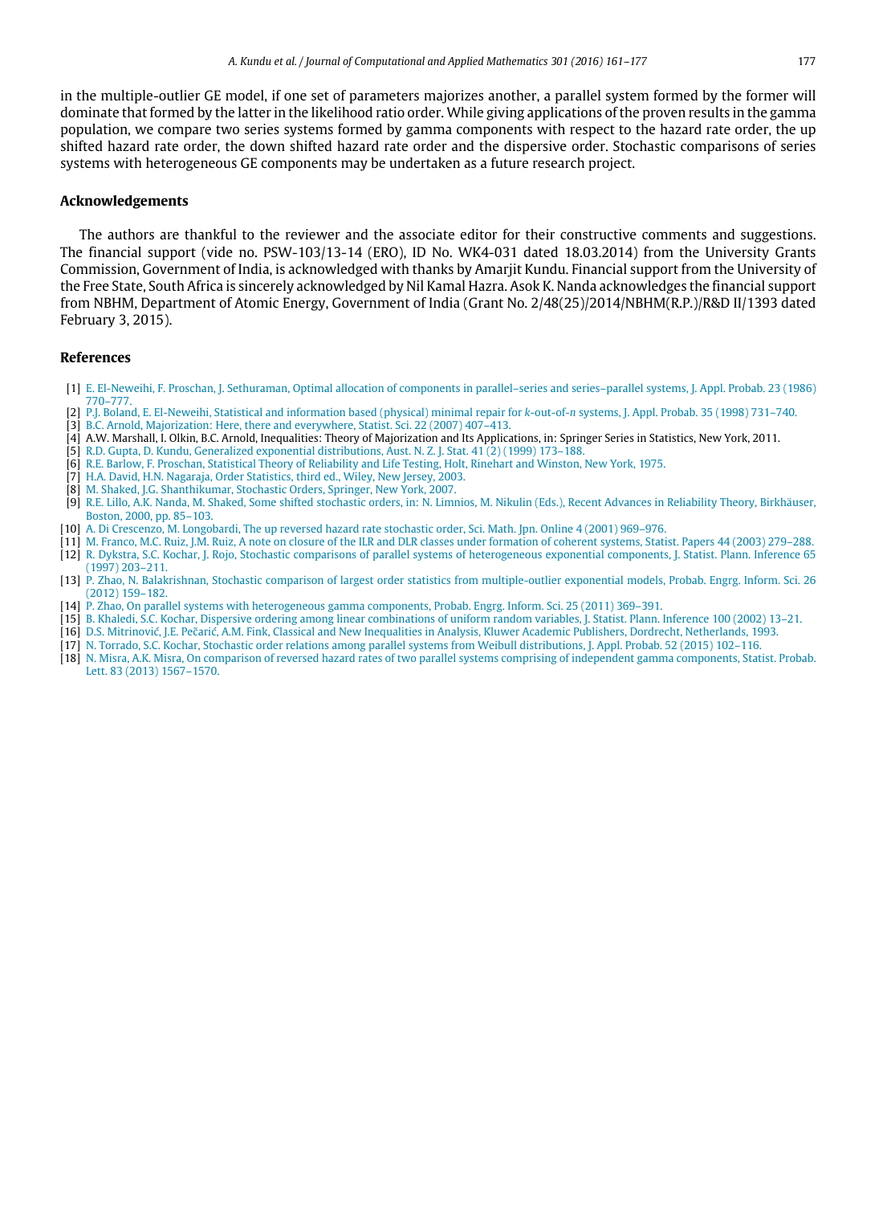in the multiple-outlier GE model, if one set of parameters majorizes another, a parallel system formed by the former will dominate that formed by the latter in the likelihood ratio order. While giving applications of the proven results in the gamma population, we compare two series systems formed by gamma components with respect to the hazard rate order, the up shifted hazard rate order, the down shifted hazard rate order and the dispersive order. Stochastic comparisons of series systems with heterogeneous GE components may be undertaken as a future research project.

## Acknowledgements

The authors are thankful to the reviewer and the associate editor for their constructive comments and suggestions. The financial support (vide no. PSW-103/13-14 (ERO), ID No. WK4-031 dated 18.03.2014) from the University Grants Commission, Government of India, is acknowledged with thanks by Amarjit Kundu. Financial support from the University of the Free State, South Africa is sincerely acknowledged by Nil Kamal Hazra. Asok K. Nanda acknowledges the financial support from NBHM, Department of Atomic Energy, Government of India (Grant No. 2/48(25)/2014/NBHM(R.P.)/R&D II/1393 dated February 3, 2015).

## References

[1] E. El-Neweihi, F. Proschan, J. Sethuraman, Optimal allocation of components in parallel–series and series–parallel systems, J. Appl. Probab. 23 (1986) 770–777.

[2] P.J. Boland, E. El-Neweihi, Statistical and information based (physical) minimal repair for *k*-out-of-*n* systems, J. Appl. Probab. 35 (1998) 731–740.

[3] B.C. Arnold, Majorization: Here, there and everywhere, Statist. Sci. 22 (2007) 407–413.

[4] A.W. Marshall, I. Olkin, B.C. Arnold, Inequalities: Theory of Majorization and Its Applications, in: Springer Series in Statistics, New York, 2011.

[5] R.D. Gupta, D. Kundu, Generalized exponential distributions, Aust. N. Z. J. Stat. 41 (2) (1999) 173–188.

[6] R.E. Barlow, F. Proschan, Statistical Theory of Reliability and Life Testing, Holt, Rinehart and Winston, New York, 1975.

[7] H.A. David, H.N. Nagaraja, Order Statistics, third ed., Wiley, New Jersey, 2003.

[8] M. Shaked, J.G. Shanthikumar, Stochastic Orders, Springer, New York, 2007.

[9] R.E. Lillo, A.K. Nanda, M. Shaked, Some shifted stochastic orders, in: N. Limnios, M. Nikulin (Eds.), Recent Advances in Reliability Theory, Birkhäuser, Boston, 2000, pp. 85–103.

[10] A. Di Crescenzo, M. Longobardi, The up reversed hazard rate stochastic order, Sci. Math. Jpn. Online 4 (2001) 969–976.

[11] M. Franco, M.C. Ruiz, J.M. Ruiz, A note on closure of the ILR and DLR classes under formation of coherent systems, Statist. Papers 44 (2003) 279–288.

[12] R. Dykstra, S.C. Kochar, J. Rojo, Stochastic comparisons of parallel systems of heterogeneous exponential components, J. Statist. Plann. Inference 65 (1997) 203–211.

[13] P. Zhao, N. Balakrishnan, Stochastic comparison of largest order statistics from multiple-outlier exponential models, Probab. Engrg. Inform. Sci. 26 (2012) 159–182.

[14] P. Zhao, On parallel systems with heterogeneous gamma components, Probab. Engrg. Inform. Sci. 25 (2011) 369–391.

[15] B. Khaledi, S.C. Kochar, Dispersive ordering among linear combinations of uniform random variables, J. Statist. Plann. Inference 100 (2002) 13–21.

[16] D.S. Mitrinović, J.E. Pečarić, A.M. Fink, Classical and New Inequalities in Analysis, Kluwer Academic Publishers, Dordrecht, Netherlands, 1993.

[17] N. Torrado, S.C. Kochar, Stochastic order relations among parallel systems from Weibull distributions, J. Appl. Probab. 52 (2015) 102–116.

[18] N. Misra, A.K. Misra, On comparison of reversed hazard rates of two parallel systems comprising of independent gamma components, Statist. Probab. Lett. 83 (2013) 1567–1570.